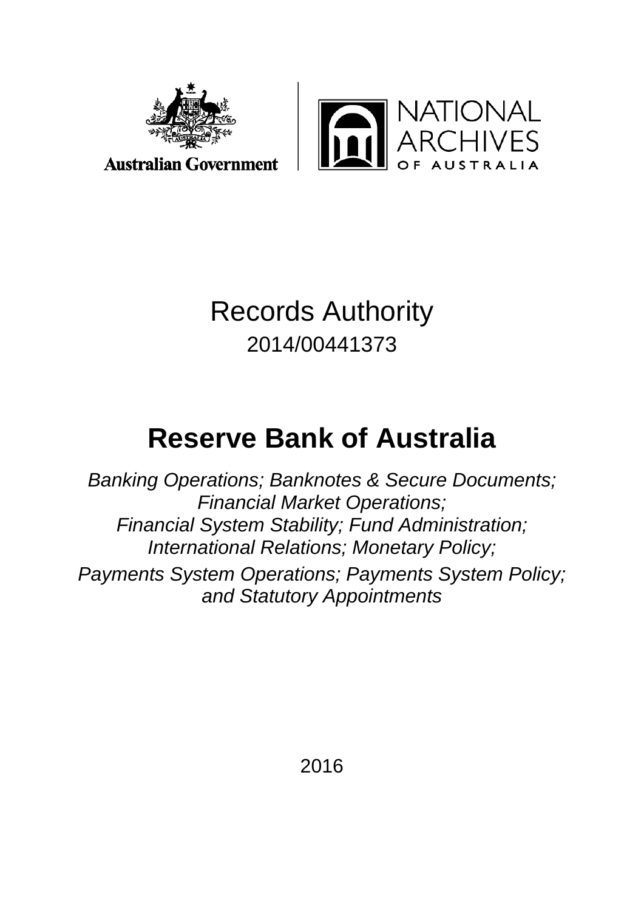Australian Government

NATIONAL ARCHIVES OF AUSTRALIA

# Records Authority

2014/00441373

# Reserve Bank of Australia

*Banking Operations; Banknotes & Secure Documents; Financial Market Operations; Financial System Stability; Fund Administration; International Relations; Monetary Policy; Payments System Operations; Payments System Policy; and Statutory Appointments*

2016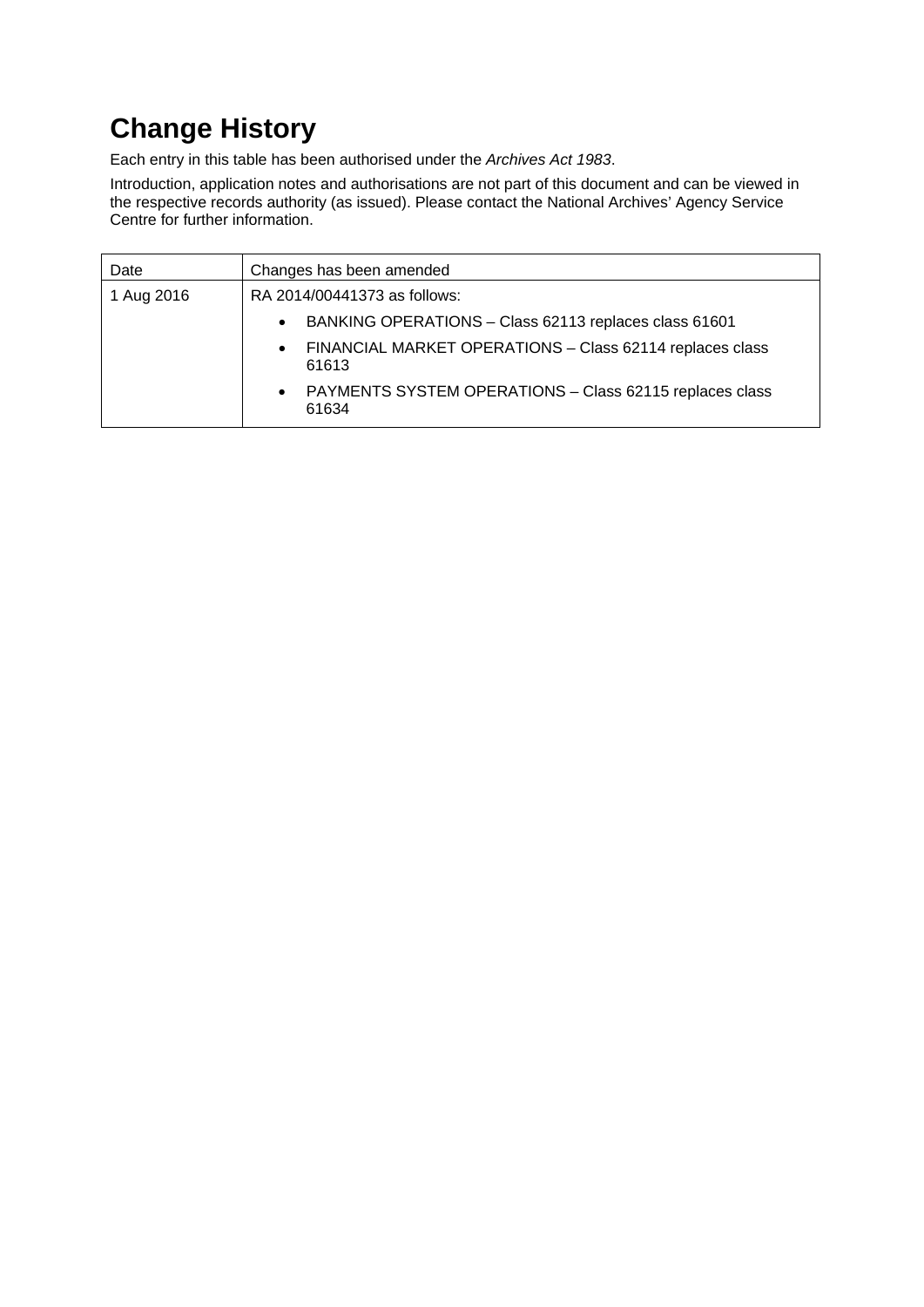# Change History

Each entry in this table has been authorised under the *Archives Act 1983*.

Introduction, application notes and authorisations are not part of this document and can be viewed in the respective records authority (as issued). Please contact the National Archives' Agency Service Centre for further information.

| Date | Changes has been amended |
| --- | --- |
| 1 Aug 2016 | RA 2014/00441373 as follows:<br>• BANKING OPERATIONS – Class 62113 replaces class 61601<br>• FINANCIAL MARKET OPERATIONS – Class 62114 replaces class 61613<br>• PAYMENTS SYSTEM OPERATIONS – Class 62115 replaces class 61634 |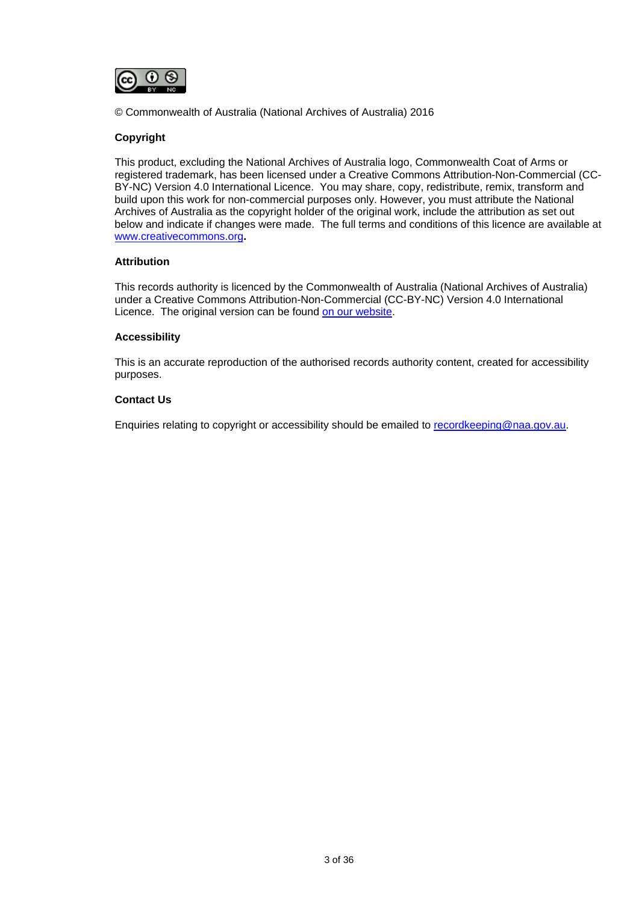© Commonwealth of Australia (National Archives of Australia) 2016

**Copyright**

This product, excluding the National Archives of Australia logo, Commonwealth Coat of Arms or registered trademark, has been licensed under a Creative Commons Attribution-Non-Commercial (CC-BY-NC) Version 4.0 International Licence. You may share, copy, redistribute, remix, transform and build upon this work for non-commercial purposes only. However, you must attribute the National Archives of Australia as the copyright holder of the original work, include the attribution as set out below and indicate if changes were made. The full terms and conditions of this licence are available at www.creativecommons.org**.**

**Attribution**

This records authority is licenced by the Commonwealth of Australia (National Archives of Australia) under a Creative Commons Attribution-Non-Commercial (CC-BY-NC) Version 4.0 International Licence. The original version can be found on our website.

**Accessibility**

This is an accurate reproduction of the authorised records authority content, created for accessibility purposes.

**Contact Us**

Enquiries relating to copyright or accessibility should be emailed to recordkeeping@naa.gov.au.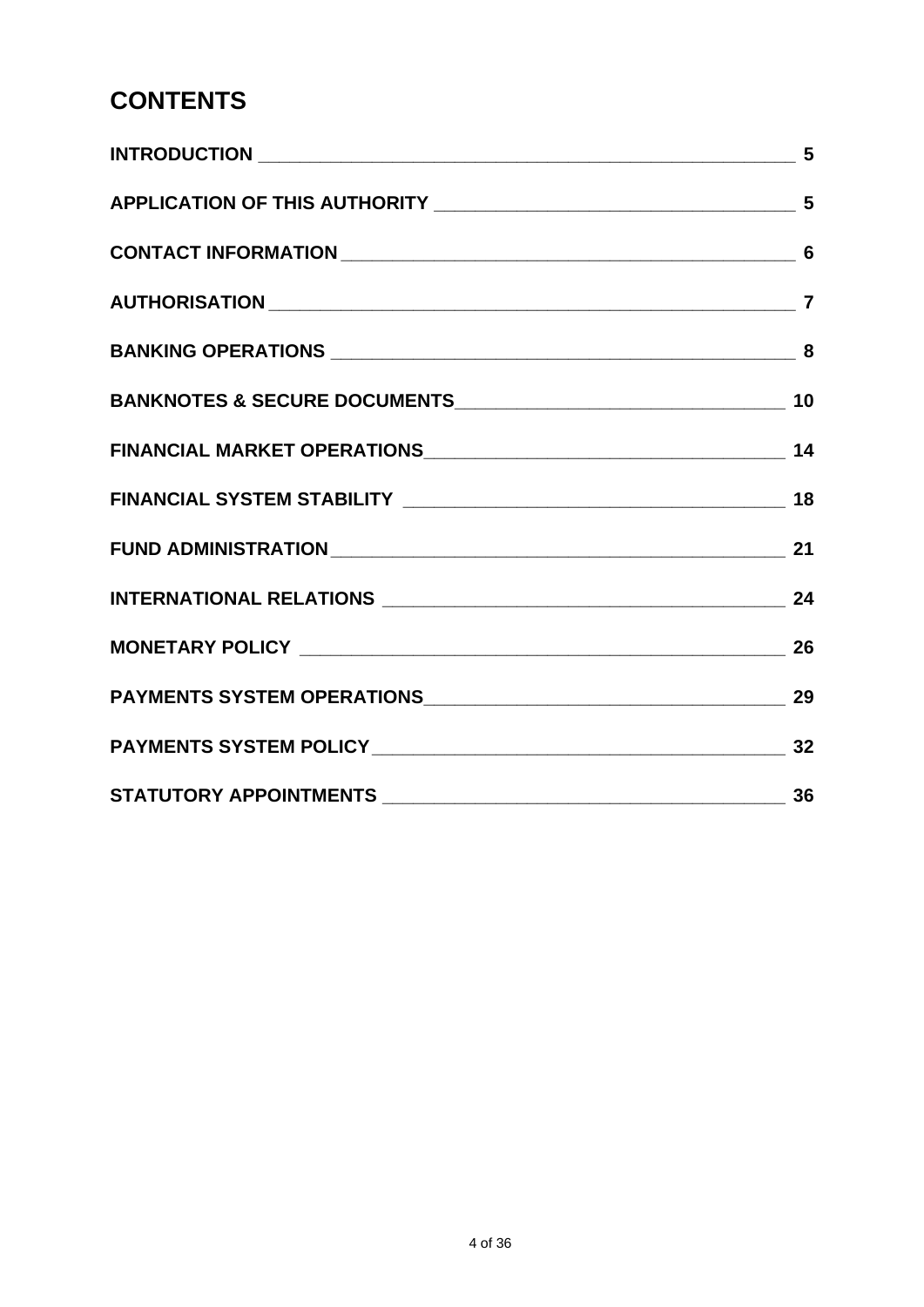# CONTENTS

| | |
|---|---|
| **INTRODUCTION** | **5** |
| **APPLICATION OF THIS AUTHORITY** | **5** |
| **CONTACT INFORMATION** | **6** |
| **AUTHORISATION** | **7** |
| **BANKING OPERATIONS** | **8** |
| **BANKNOTES & SECURE DOCUMENTS** | **10** |
| **FINANCIAL MARKET OPERATIONS** | **14** |
| **FINANCIAL SYSTEM STABILITY** | **18** |
| **FUND ADMINISTRATION** | **21** |
| **INTERNATIONAL RELATIONS** | **24** |
| **MONETARY POLICY** | **26** |
| **PAYMENTS SYSTEM OPERATIONS** | **29** |
| **PAYMENTS SYSTEM POLICY** | **32** |
| **STATUTORY APPOINTMENTS** | **36** |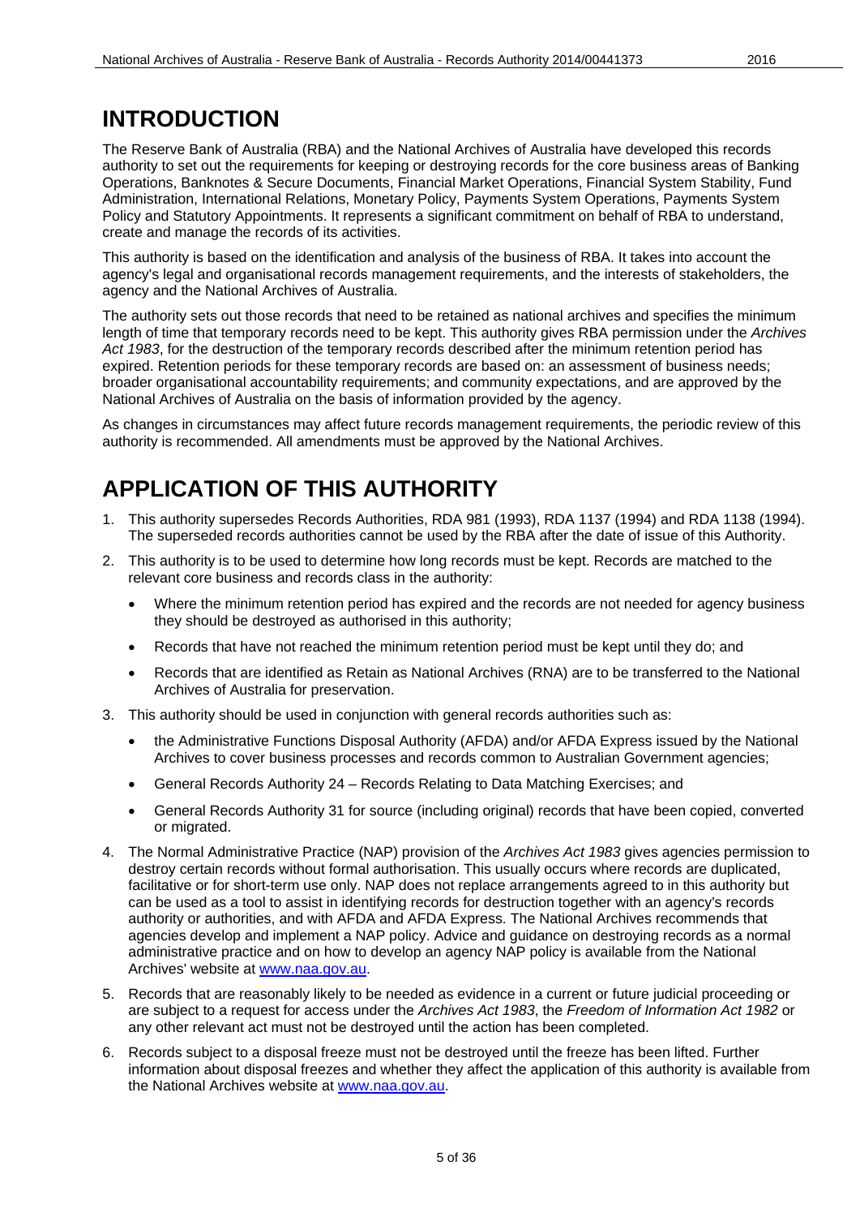# INTRODUCTION

The Reserve Bank of Australia (RBA) and the National Archives of Australia have developed this records authority to set out the requirements for keeping or destroying records for the core business areas of Banking Operations, Banknotes & Secure Documents, Financial Market Operations, Financial System Stability, Fund Administration, International Relations, Monetary Policy, Payments System Operations, Payments System Policy and Statutory Appointments. It represents a significant commitment on behalf of RBA to understand, create and manage the records of its activities.

This authority is based on the identification and analysis of the business of RBA. It takes into account the agency's legal and organisational records management requirements, and the interests of stakeholders, the agency and the National Archives of Australia.

The authority sets out those records that need to be retained as national archives and specifies the minimum length of time that temporary records need to be kept. This authority gives RBA permission under the *Archives Act 1983*, for the destruction of the temporary records described after the minimum retention period has expired. Retention periods for these temporary records are based on: an assessment of business needs; broader organisational accountability requirements; and community expectations, and are approved by the National Archives of Australia on the basis of information provided by the agency.

As changes in circumstances may affect future records management requirements, the periodic review of this authority is recommended. All amendments must be approved by the National Archives.

# APPLICATION OF THIS AUTHORITY

1. This authority supersedes Records Authorities, RDA 981 (1993), RDA 1137 (1994) and RDA 1138 (1994). The superseded records authorities cannot be used by the RBA after the date of issue of this Authority.
2. This authority is to be used to determine how long records must be kept. Records are matched to the relevant core business and records class in the authority:
   - Where the minimum retention period has expired and the records are not needed for agency business they should be destroyed as authorised in this authority;
   - Records that have not reached the minimum retention period must be kept until they do; and
   - Records that are identified as Retain as National Archives (RNA) are to be transferred to the National Archives of Australia for preservation.
3. This authority should be used in conjunction with general records authorities such as:
   - the Administrative Functions Disposal Authority (AFDA) and/or AFDA Express issued by the National Archives to cover business processes and records common to Australian Government agencies;
   - General Records Authority 24 – Records Relating to Data Matching Exercises; and
   - General Records Authority 31 for source (including original) records that have been copied, converted or migrated.
4. The Normal Administrative Practice (NAP) provision of the *Archives Act 1983* gives agencies permission to destroy certain records without formal authorisation. This usually occurs where records are duplicated, facilitative or for short-term use only. NAP does not replace arrangements agreed to in this authority but can be used as a tool to assist in identifying records for destruction together with an agency's records authority or authorities, and with AFDA and AFDA Express. The National Archives recommends that agencies develop and implement a NAP policy. Advice and guidance on destroying records as a normal administrative practice and on how to develop an agency NAP policy is available from the National Archives' website at www.naa.gov.au.
5. Records that are reasonably likely to be needed as evidence in a current or future judicial proceeding or are subject to a request for access under the *Archives Act 1983*, the *Freedom of Information Act 1982* or any other relevant act must not be destroyed until the action has been completed.
6. Records subject to a disposal freeze must not be destroyed until the freeze has been lifted. Further information about disposal freezes and whether they affect the application of this authority is available from the National Archives website at www.naa.gov.au.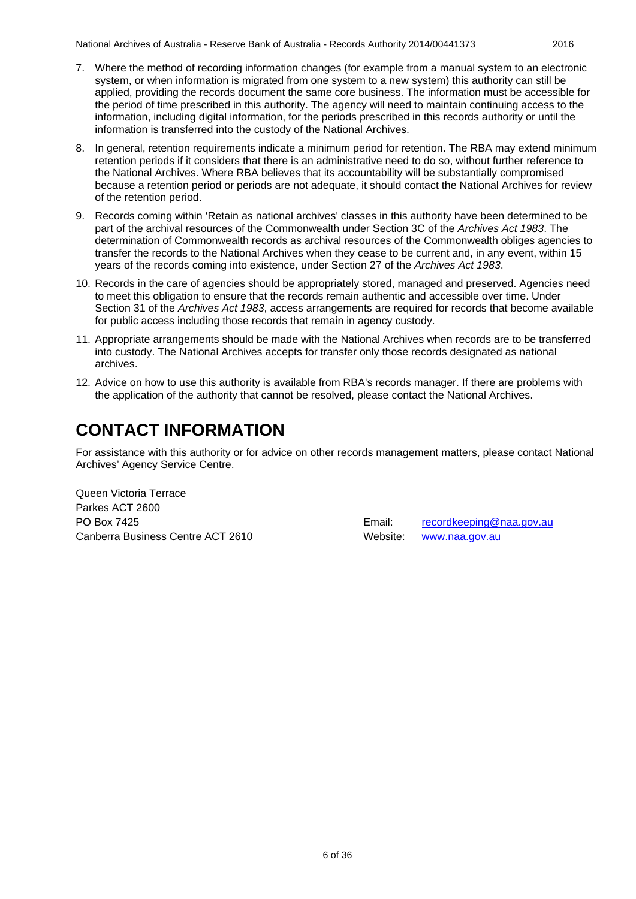7. Where the method of recording information changes (for example from a manual system to an electronic system, or when information is migrated from one system to a new system) this authority can still be applied, providing the records document the same core business. The information must be accessible for the period of time prescribed in this authority. The agency will need to maintain continuing access to the information, including digital information, for the periods prescribed in this records authority or until the information is transferred into the custody of the National Archives.

8. In general, retention requirements indicate a minimum period for retention. The RBA may extend minimum retention periods if it considers that there is an administrative need to do so, without further reference to the National Archives. Where RBA believes that its accountability will be substantially compromised because a retention period or periods are not adequate, it should contact the National Archives for review of the retention period.

9. Records coming within 'Retain as national archives' classes in this authority have been determined to be part of the archival resources of the Commonwealth under Section 3C of the *Archives Act 1983*. The determination of Commonwealth records as archival resources of the Commonwealth obliges agencies to transfer the records to the National Archives when they cease to be current and, in any event, within 15 years of the records coming into existence, under Section 27 of the *Archives Act 1983*.

10. Records in the care of agencies should be appropriately stored, managed and preserved. Agencies need to meet this obligation to ensure that the records remain authentic and accessible over time. Under Section 31 of the *Archives Act 1983*, access arrangements are required for records that become available for public access including those records that remain in agency custody.

11. Appropriate arrangements should be made with the National Archives when records are to be transferred into custody. The National Archives accepts for transfer only those records designated as national archives.

12. Advice on how to use this authority is available from RBA's records manager. If there are problems with the application of the authority that cannot be resolved, please contact the National Archives.

# CONTACT INFORMATION

For assistance with this authority or for advice on other records management matters, please contact National Archives' Agency Service Centre.

Queen Victoria Terrace
Parkes ACT 2600
PO Box 7425
Canberra Business Centre ACT 2610

Email: recordkeeping@naa.gov.au
Website: www.naa.gov.au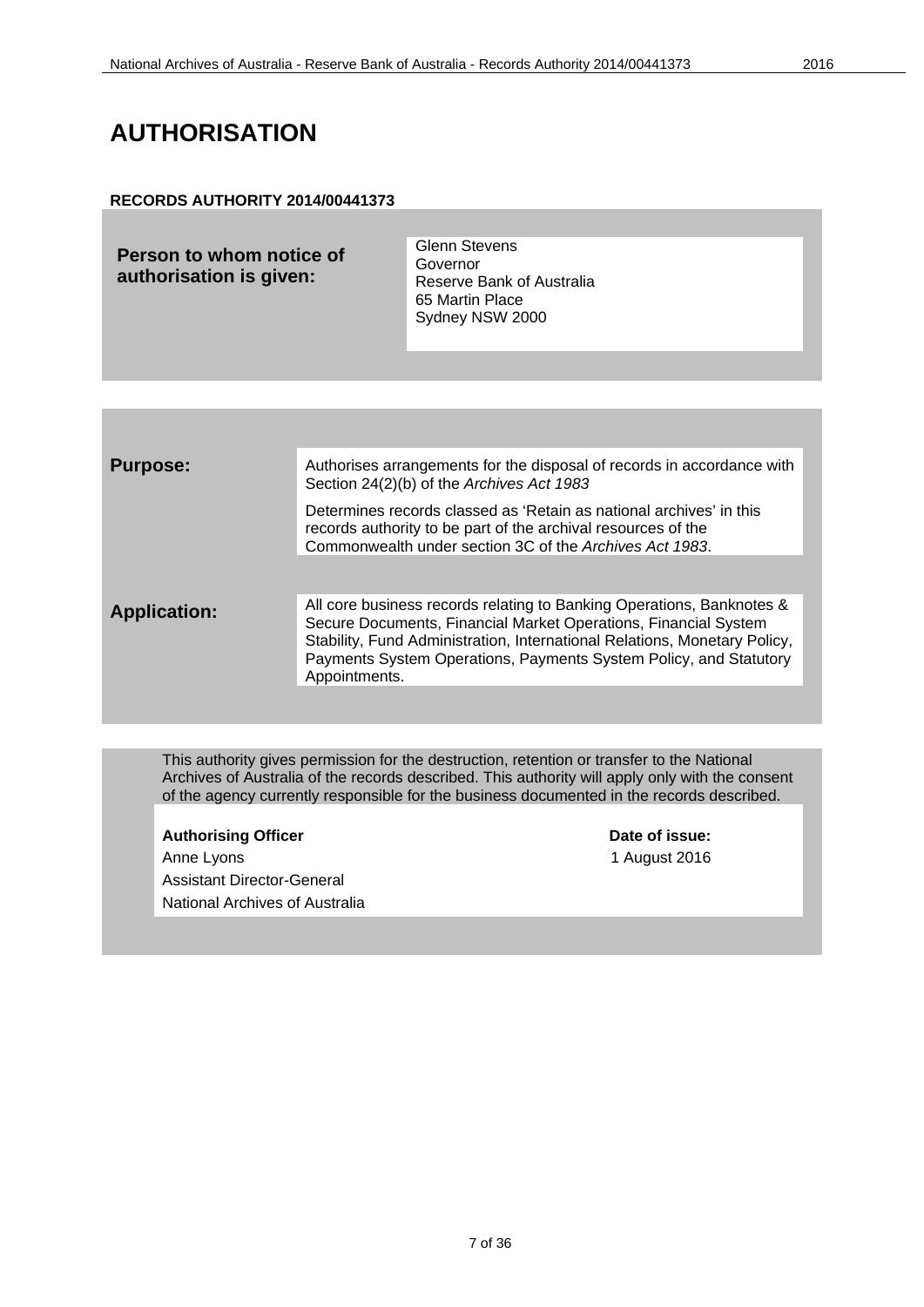# AUTHORISATION

**RECORDS AUTHORITY 2014/00441373**

| **Person to whom notice of authorisation is given:** | Glenn Stevens<br>Governor<br>Reserve Bank of Australia<br>65 Martin Place<br>Sydney NSW 2000 |
|---|---|

| | |
|---|---|
| **Purpose:** | Authorises arrangements for the disposal of records in accordance with Section 24(2)(b) of the *Archives Act 1983*<br><br>Determines records classed as 'Retain as national archives' in this records authority to be part of the archival resources of the Commonwealth under section 3C of the *Archives Act 1983*. |
| **Application:** | All core business records relating to Banking Operations, Banknotes & Secure Documents, Financial Market Operations, Financial System Stability, Fund Administration, International Relations, Monetary Policy, Payments System Operations, Payments System Policy, and Statutory Appointments. |

This authority gives permission for the destruction, retention or transfer to the National Archives of Australia of the records described. This authority will apply only with the consent of the agency currently responsible for the business documented in the records described.

| **Authorising Officer** | **Date of issue:** |
|---|---|
| Anne Lyons<br>Assistant Director-General<br>National Archives of Australia | 1 August 2016 |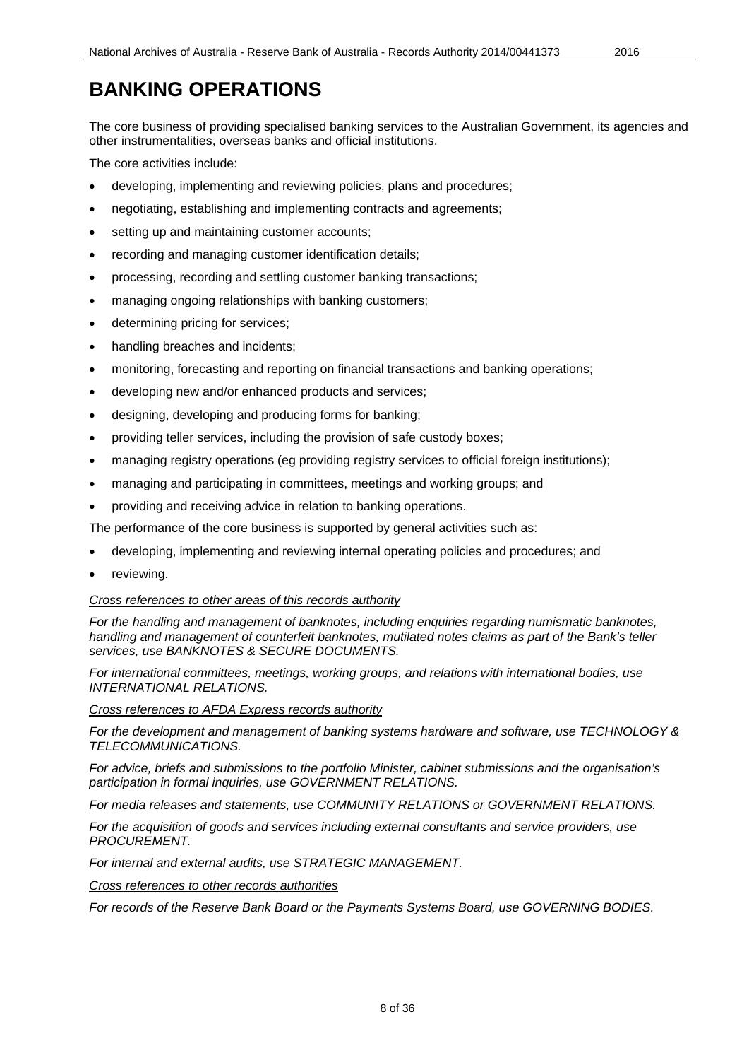# BANKING OPERATIONS

The core business of providing specialised banking services to the Australian Government, its agencies and other instrumentalities, overseas banks and official institutions.

The core activities include:

- developing, implementing and reviewing policies, plans and procedures;
- negotiating, establishing and implementing contracts and agreements;
- setting up and maintaining customer accounts;
- recording and managing customer identification details;
- processing, recording and settling customer banking transactions;
- managing ongoing relationships with banking customers;
- determining pricing for services;
- handling breaches and incidents;
- monitoring, forecasting and reporting on financial transactions and banking operations;
- developing new and/or enhanced products and services;
- designing, developing and producing forms for banking;
- providing teller services, including the provision of safe custody boxes;
- managing registry operations (eg providing registry services to official foreign institutions);
- managing and participating in committees, meetings and working groups; and
- providing and receiving advice in relation to banking operations.

The performance of the core business is supported by general activities such as:

- developing, implementing and reviewing internal operating policies and procedures; and
- reviewing.

*Cross references to other areas of this records authority*

*For the handling and management of banknotes, including enquiries regarding numismatic banknotes, handling and management of counterfeit banknotes, mutilated notes claims as part of the Bank's teller services, use BANKNOTES & SECURE DOCUMENTS.*

*For international committees, meetings, working groups, and relations with international bodies, use INTERNATIONAL RELATIONS.*

*Cross references to AFDA Express records authority*

*For the development and management of banking systems hardware and software, use TECHNOLOGY & TELECOMMUNICATIONS.*

*For advice, briefs and submissions to the portfolio Minister, cabinet submissions and the organisation's participation in formal inquiries, use GOVERNMENT RELATIONS.*

*For media releases and statements, use COMMUNITY RELATIONS or GOVERNMENT RELATIONS.*

*For the acquisition of goods and services including external consultants and service providers, use PROCUREMENT.*

*For internal and external audits, use STRATEGIC MANAGEMENT.*

*Cross references to other records authorities*

*For records of the Reserve Bank Board or the Payments Systems Board, use GOVERNING BODIES.*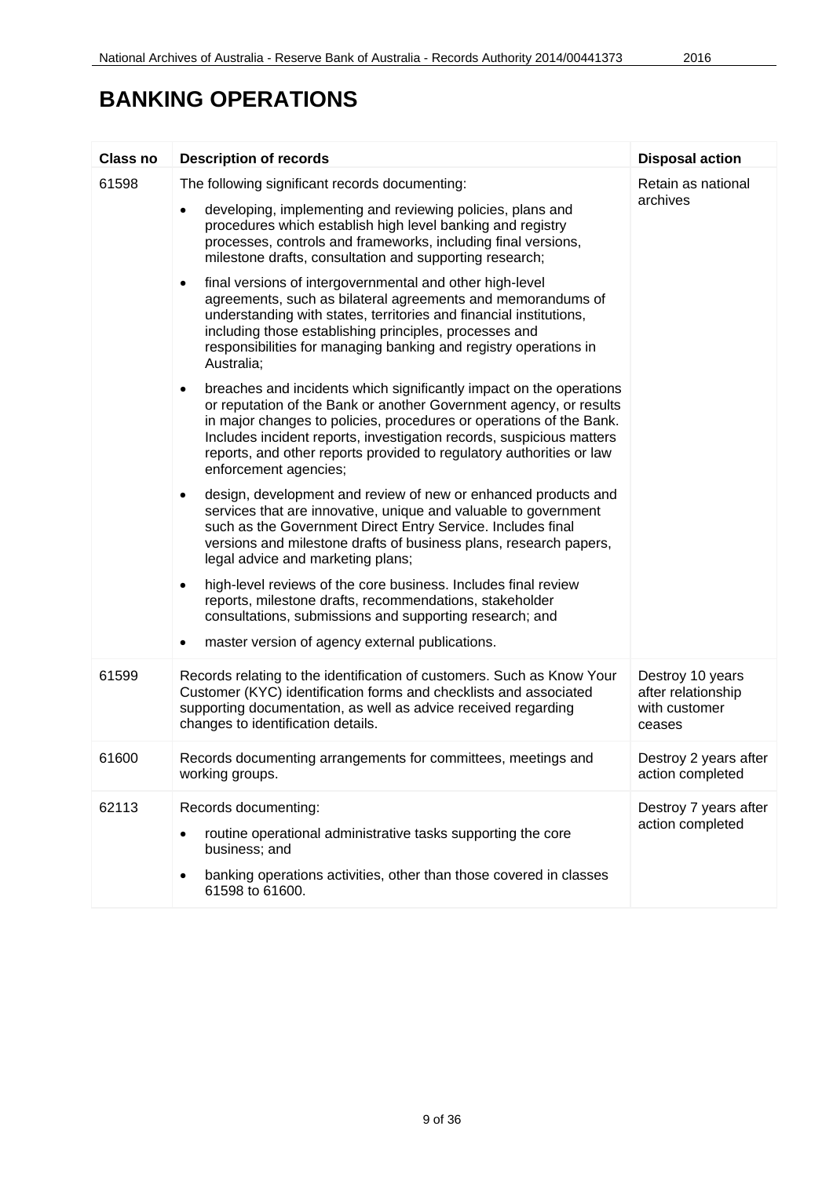# BANKING OPERATIONS

| Class no | Description of records | Disposal action |
|---|---|---|
| 61598 | The following significant records documenting:<br>• developing, implementing and reviewing policies, plans and procedures which establish high level banking and registry processes, controls and frameworks, including final versions, milestone drafts, consultation and supporting research;<br>• final versions of intergovernmental and other high-level agreements, such as bilateral agreements and memorandums of understanding with states, territories and financial institutions, including those establishing principles, processes and responsibilities for managing banking and registry operations in Australia;<br>• breaches and incidents which significantly impact on the operations or reputation of the Bank or another Government agency, or results in major changes to policies, procedures or operations of the Bank. Includes incident reports, investigation records, suspicious matters reports, and other reports provided to regulatory authorities or law enforcement agencies;<br>• design, development and review of new or enhanced products and services that are innovative, unique and valuable to government such as the Government Direct Entry Service. Includes final versions and milestone drafts of business plans, research papers, legal advice and marketing plans;<br>• high-level reviews of the core business. Includes final review reports, milestone drafts, recommendations, stakeholder consultations, submissions and supporting research; and<br>• master version of agency external publications. | Retain as national archives |
| 61599 | Records relating to the identification of customers. Such as Know Your Customer (KYC) identification forms and checklists and associated supporting documentation, as well as advice received regarding changes to identification details. | Destroy 10 years after relationship with customer ceases |
| 61600 | Records documenting arrangements for committees, meetings and working groups. | Destroy 2 years after action completed |
| 62113 | Records documenting:<br>• routine operational administrative tasks supporting the core business; and<br>• banking operations activities, other than those covered in classes 61598 to 61600. | Destroy 7 years after action completed |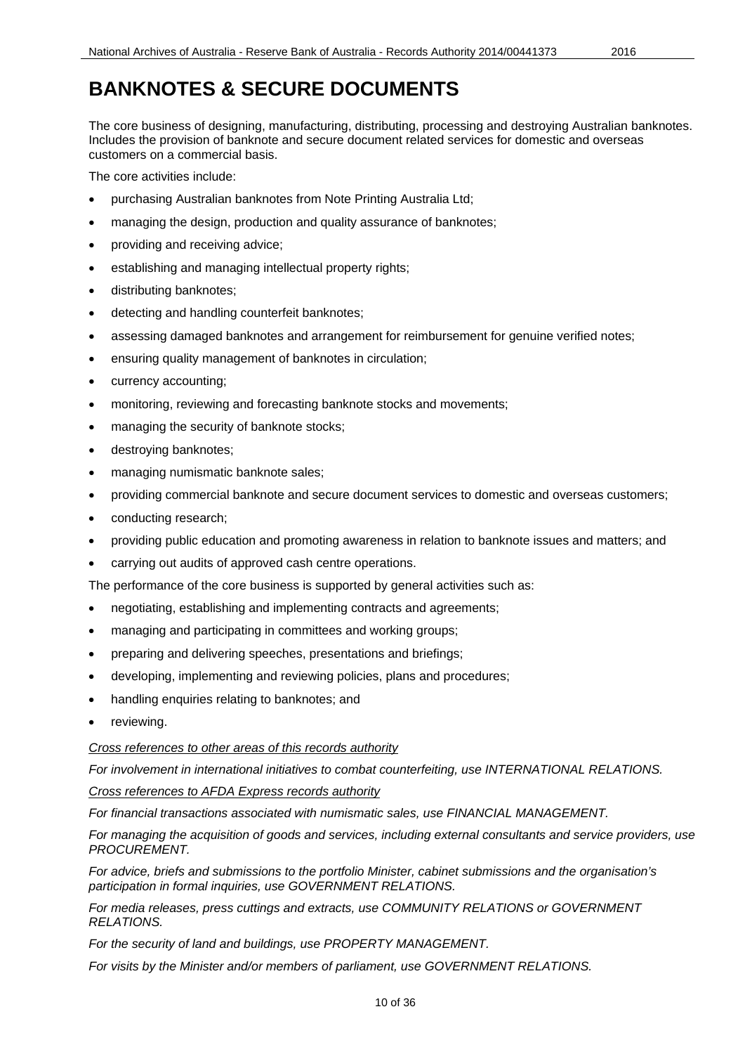# BANKNOTES & SECURE DOCUMENTS

The core business of designing, manufacturing, distributing, processing and destroying Australian banknotes. Includes the provision of banknote and secure document related services for domestic and overseas customers on a commercial basis.

The core activities include:

- purchasing Australian banknotes from Note Printing Australia Ltd;
- managing the design, production and quality assurance of banknotes;
- providing and receiving advice;
- establishing and managing intellectual property rights;
- distributing banknotes;
- detecting and handling counterfeit banknotes;
- assessing damaged banknotes and arrangement for reimbursement for genuine verified notes;
- ensuring quality management of banknotes in circulation;
- currency accounting;
- monitoring, reviewing and forecasting banknote stocks and movements;
- managing the security of banknote stocks;
- destroying banknotes;
- managing numismatic banknote sales;
- providing commercial banknote and secure document services to domestic and overseas customers;
- conducting research;
- providing public education and promoting awareness in relation to banknote issues and matters; and
- carrying out audits of approved cash centre operations.

The performance of the core business is supported by general activities such as:

- negotiating, establishing and implementing contracts and agreements;
- managing and participating in committees and working groups;
- preparing and delivering speeches, presentations and briefings;
- developing, implementing and reviewing policies, plans and procedures;
- handling enquiries relating to banknotes; and
- reviewing.

*Cross references to other areas of this records authority*

*For involvement in international initiatives to combat counterfeiting, use INTERNATIONAL RELATIONS.*

*Cross references to AFDA Express records authority*

*For financial transactions associated with numismatic sales, use FINANCIAL MANAGEMENT.*

*For managing the acquisition of goods and services, including external consultants and service providers, use PROCUREMENT.*

*For advice, briefs and submissions to the portfolio Minister, cabinet submissions and the organisation's participation in formal inquiries, use GOVERNMENT RELATIONS.*

*For media releases, press cuttings and extracts, use COMMUNITY RELATIONS or GOVERNMENT RELATIONS.*

*For the security of land and buildings, use PROPERTY MANAGEMENT.*

*For visits by the Minister and/or members of parliament, use GOVERNMENT RELATIONS.*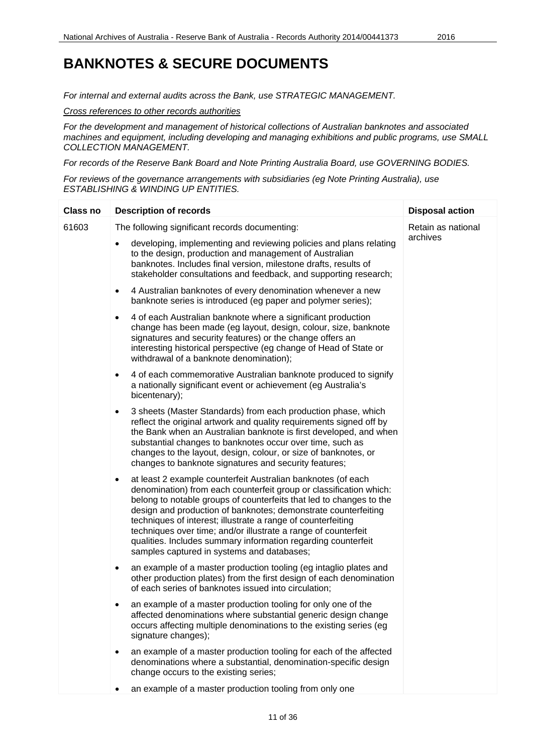# BANKNOTES & SECURE DOCUMENTS

*For internal and external audits across the Bank, use STRATEGIC MANAGEMENT.*

*Cross references to other records authorities*

*For the development and management of historical collections of Australian banknotes and associated machines and equipment, including developing and managing exhibitions and public programs, use SMALL COLLECTION MANAGEMENT.*

*For records of the Reserve Bank Board and Note Printing Australia Board, use GOVERNING BODIES.*

*For reviews of the governance arrangements with subsidiaries (eg Note Printing Australia), use ESTABLISHING & WINDING UP ENTITIES.*

| Class no | Description of records | Disposal action |
|---|---|---|
| 61603 | The following significant records documenting:<br>• developing, implementing and reviewing policies and plans relating to the design, production and management of Australian banknotes. Includes final version, milestone drafts, results of stakeholder consultations and feedback, and supporting research;<br>• 4 Australian banknotes of every denomination whenever a new banknote series is introduced (eg paper and polymer series);<br>• 4 of each Australian banknote where a significant production change has been made (eg layout, design, colour, size, banknote signatures and security features) or the change offers an interesting historical perspective (eg change of Head of State or withdrawal of a banknote denomination);<br>• 4 of each commemorative Australian banknote produced to signify a nationally significant event or achievement (eg Australia's bicentenary);<br>• 3 sheets (Master Standards) from each production phase, which reflect the original artwork and quality requirements signed off by the Bank when an Australian banknote is first developed, and when substantial changes to banknotes occur over time, such as changes to the layout, design, colour, or size of banknotes, or changes to banknote signatures and security features;<br>• at least 2 example counterfeit Australian banknotes (of each denomination) from each counterfeit group or classification which: belong to notable groups of counterfeits that led to changes to the design and production of banknotes; demonstrate counterfeiting techniques of interest; illustrate a range of counterfeiting techniques over time; and/or illustrate a range of counterfeit qualities. Includes summary information regarding counterfeit samples captured in systems and databases;<br>• an example of a master production tooling (eg intaglio plates and other production plates) from the first design of each denomination of each series of banknotes issued into circulation;<br>• an example of a master production tooling for only one of the affected denominations where substantial generic design change occurs affecting multiple denominations to the existing series (eg signature changes);<br>• an example of a master production tooling for each of the affected denominations where a substantial, denomination-specific design change occurs to the existing series;<br>• an example of a master production tooling from only one | Retain as national archives |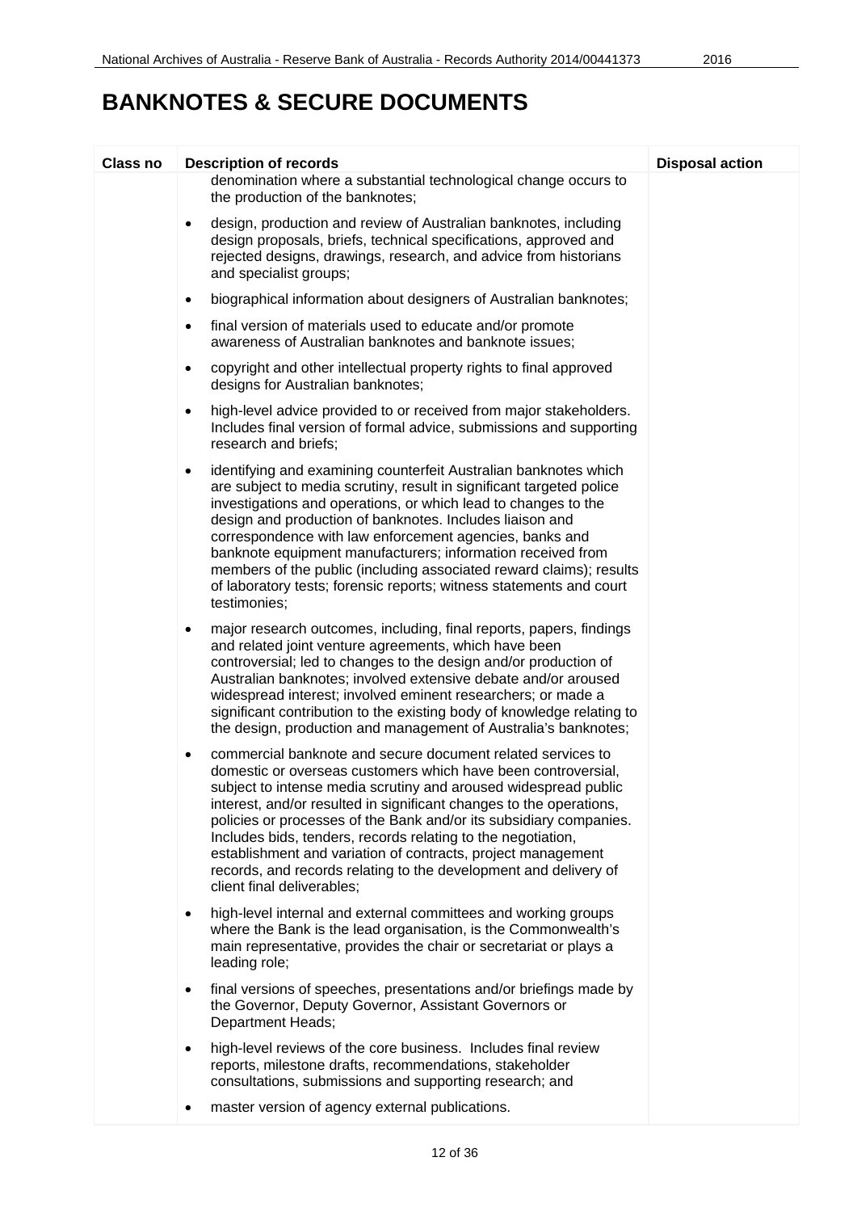# BANKNOTES & SECURE DOCUMENTS

| Class no | Description of records | Disposal action |
|---|---|---|
| | denomination where a substantial technological change occurs to the production of the banknotes;<br><br>• design, production and review of Australian banknotes, including design proposals, briefs, technical specifications, approved and rejected designs, drawings, research, and advice from historians and specialist groups;<br><br>• biographical information about designers of Australian banknotes;<br><br>• final version of materials used to educate and/or promote awareness of Australian banknotes and banknote issues;<br><br>• copyright and other intellectual property rights to final approved designs for Australian banknotes;<br><br>• high-level advice provided to or received from major stakeholders. Includes final version of formal advice, submissions and supporting research and briefs;<br><br>• identifying and examining counterfeit Australian banknotes which are subject to media scrutiny, result in significant targeted police investigations and operations, or which lead to changes to the design and production of banknotes. Includes liaison and correspondence with law enforcement agencies, banks and banknote equipment manufacturers; information received from members of the public (including associated reward claims); results of laboratory tests; forensic reports; witness statements and court testimonies;<br><br>• major research outcomes, including, final reports, papers, findings and related joint venture agreements, which have been controversial; led to changes to the design and/or production of Australian banknotes; involved extensive debate and/or aroused widespread interest; involved eminent researchers; or made a significant contribution to the existing body of knowledge relating to the design, production and management of Australia's banknotes;<br><br>• commercial banknote and secure document related services to domestic or overseas customers which have been controversial, subject to intense media scrutiny and aroused widespread public interest, and/or resulted in significant changes to the operations, policies or processes of the Bank and/or its subsidiary companies. Includes bids, tenders, records relating to the negotiation, establishment and variation of contracts, project management records, and records relating to the development and delivery of client final deliverables;<br><br>• high-level internal and external committees and working groups where the Bank is the lead organisation, is the Commonwealth's main representative, provides the chair or secretariat or plays a leading role;<br><br>• final versions of speeches, presentations and/or briefings made by the Governor, Deputy Governor, Assistant Governors or Department Heads;<br><br>• high-level reviews of the core business. Includes final review reports, milestone drafts, recommendations, stakeholder consultations, submissions and supporting research; and<br><br>• master version of agency external publications. | |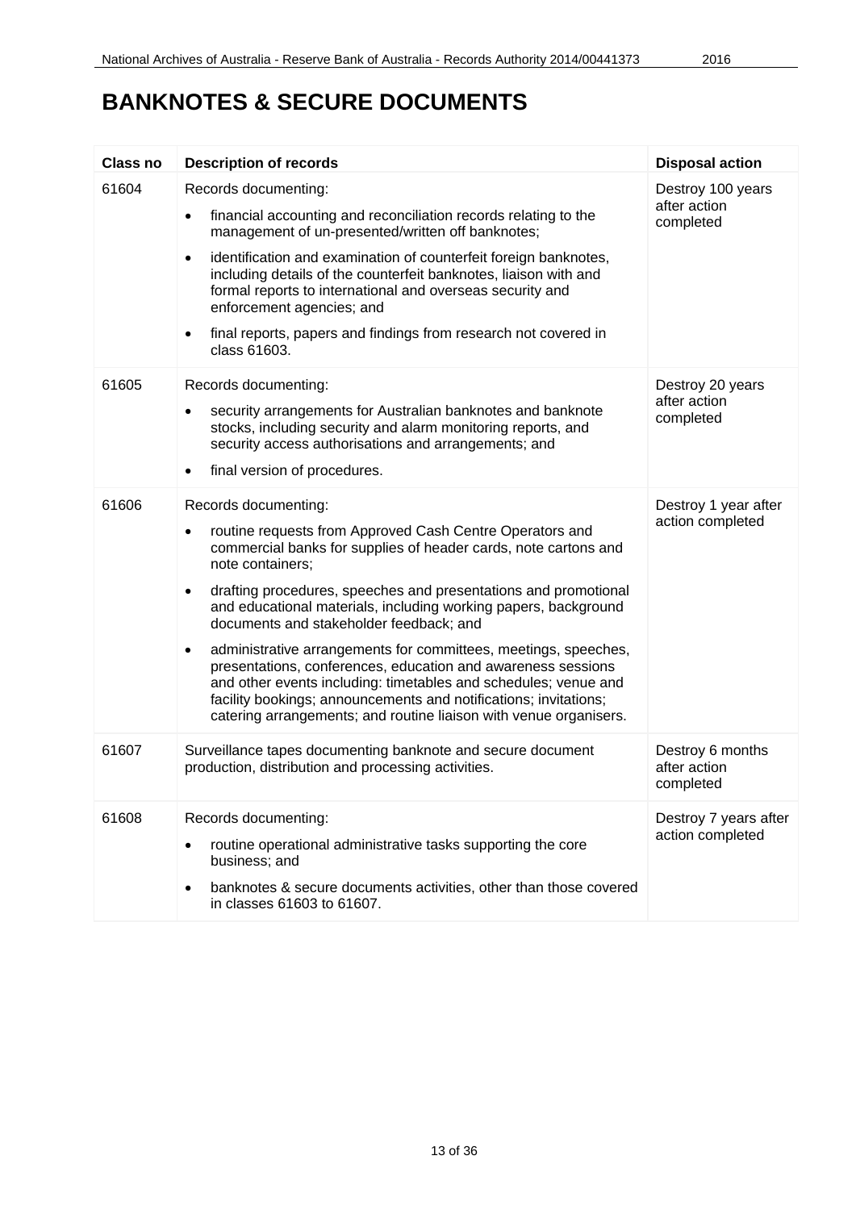# BANKNOTES & SECURE DOCUMENTS

| Class no | Description of records | Disposal action |
|---|---|---|
| 61604 | Records documenting:<br>• financial accounting and reconciliation records relating to the management of un-presented/written off banknotes;<br>• identification and examination of counterfeit foreign banknotes, including details of the counterfeit banknotes, liaison with and formal reports to international and overseas security and enforcement agencies; and<br>• final reports, papers and findings from research not covered in class 61603. | Destroy 100 years after action completed |
| 61605 | Records documenting:<br>• security arrangements for Australian banknotes and banknote stocks, including security and alarm monitoring reports, and security access authorisations and arrangements; and<br>• final version of procedures. | Destroy 20 years after action completed |
| 61606 | Records documenting:<br>• routine requests from Approved Cash Centre Operators and commercial banks for supplies of header cards, note cartons and note containers;<br>• drafting procedures, speeches and presentations and promotional and educational materials, including working papers, background documents and stakeholder feedback; and<br>• administrative arrangements for committees, meetings, speeches, presentations, conferences, education and awareness sessions and other events including: timetables and schedules; venue and facility bookings; announcements and notifications; invitations; catering arrangements; and routine liaison with venue organisers. | Destroy 1 year after action completed |
| 61607 | Surveillance tapes documenting banknote and secure document production, distribution and processing activities. | Destroy 6 months after action completed |
| 61608 | Records documenting:<br>• routine operational administrative tasks supporting the core business; and<br>• banknotes & secure documents activities, other than those covered in classes 61603 to 61607. | Destroy 7 years after action completed |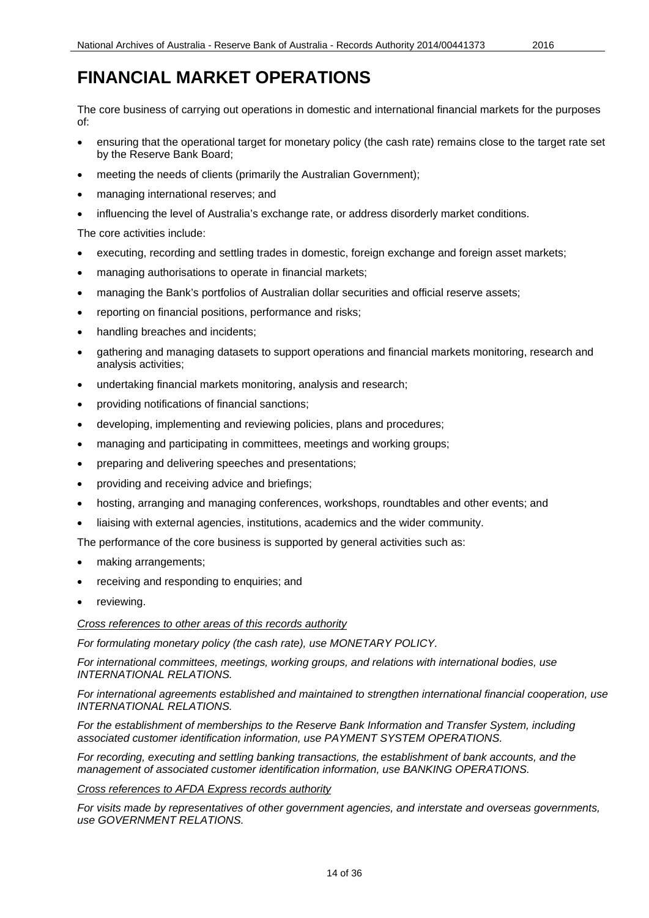# FINANCIAL MARKET OPERATIONS

The core business of carrying out operations in domestic and international financial markets for the purposes of:

- ensuring that the operational target for monetary policy (the cash rate) remains close to the target rate set by the Reserve Bank Board;
- meeting the needs of clients (primarily the Australian Government);
- managing international reserves; and
- influencing the level of Australia's exchange rate, or address disorderly market conditions.

The core activities include:

- executing, recording and settling trades in domestic, foreign exchange and foreign asset markets;
- managing authorisations to operate in financial markets;
- managing the Bank's portfolios of Australian dollar securities and official reserve assets;
- reporting on financial positions, performance and risks;
- handling breaches and incidents;
- gathering and managing datasets to support operations and financial markets monitoring, research and analysis activities;
- undertaking financial markets monitoring, analysis and research;
- providing notifications of financial sanctions;
- developing, implementing and reviewing policies, plans and procedures;
- managing and participating in committees, meetings and working groups;
- preparing and delivering speeches and presentations;
- providing and receiving advice and briefings;
- hosting, arranging and managing conferences, workshops, roundtables and other events; and
- liaising with external agencies, institutions, academics and the wider community.

The performance of the core business is supported by general activities such as:

- making arrangements;
- receiving and responding to enquiries; and
- reviewing.

*Cross references to other areas of this records authority*

*For formulating monetary policy (the cash rate), use MONETARY POLICY.*

*For international committees, meetings, working groups, and relations with international bodies, use INTERNATIONAL RELATIONS.*

*For international agreements established and maintained to strengthen international financial cooperation, use INTERNATIONAL RELATIONS.*

*For the establishment of memberships to the Reserve Bank Information and Transfer System, including associated customer identification information, use PAYMENT SYSTEM OPERATIONS.*

*For recording, executing and settling banking transactions, the establishment of bank accounts, and the management of associated customer identification information, use BANKING OPERATIONS.*

*Cross references to AFDA Express records authority*

*For visits made by representatives of other government agencies, and interstate and overseas governments, use GOVERNMENT RELATIONS.*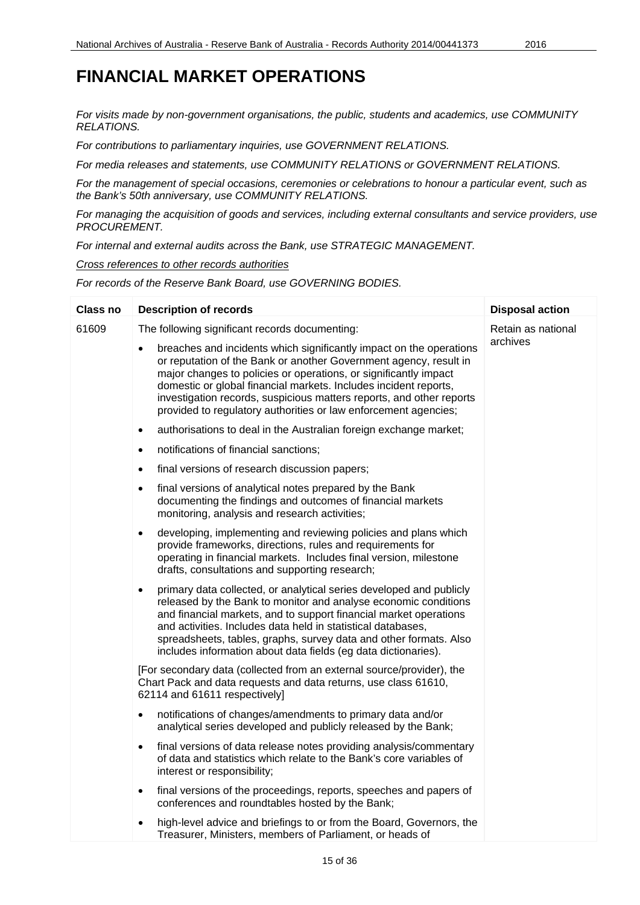# FINANCIAL MARKET OPERATIONS

*For visits made by non-government organisations, the public, students and academics, use COMMUNITY RELATIONS.*

*For contributions to parliamentary inquiries, use GOVERNMENT RELATIONS.*

*For media releases and statements, use COMMUNITY RELATIONS or GOVERNMENT RELATIONS.*

*For the management of special occasions, ceremonies or celebrations to honour a particular event, such as the Bank's 50th anniversary, use COMMUNITY RELATIONS.*

*For managing the acquisition of goods and services, including external consultants and service providers, use PROCUREMENT.*

*For internal and external audits across the Bank, use STRATEGIC MANAGEMENT.*

*Cross references to other records authorities*

*For records of the Reserve Bank Board, use GOVERNING BODIES.*

| Class no | Description of records | Disposal action |
|---|---|---|
| 61609 | The following significant records documenting:<br>• breaches and incidents which significantly impact on the operations or reputation of the Bank or another Government agency, result in major changes to policies or operations, or significantly impact domestic or global financial markets. Includes incident reports, investigation records, suspicious matters reports, and other reports provided to regulatory authorities or law enforcement agencies;<br>• authorisations to deal in the Australian foreign exchange market;<br>• notifications of financial sanctions;<br>• final versions of research discussion papers;<br>• final versions of analytical notes prepared by the Bank documenting the findings and outcomes of financial markets monitoring, analysis and research activities;<br>• developing, implementing and reviewing policies and plans which provide frameworks, directions, rules and requirements for operating in financial markets. Includes final version, milestone drafts, consultations and supporting research;<br>• primary data collected, or analytical series developed and publicly released by the Bank to monitor and analyse economic conditions and financial markets, and to support financial market operations and activities. Includes data held in statistical databases, spreadsheets, tables, graphs, survey data and other formats. Also includes information about data fields (eg data dictionaries).<br>[For secondary data (collected from an external source/provider), the Chart Pack and data requests and data returns, use class 61610, 62114 and 61611 respectively]<br>• notifications of changes/amendments to primary data and/or analytical series developed and publicly released by the Bank;<br>• final versions of data release notes providing analysis/commentary of data and statistics which relate to the Bank's core variables of interest or responsibility;<br>• final versions of the proceedings, reports, speeches and papers of conferences and roundtables hosted by the Bank;<br>• high-level advice and briefings to or from the Board, Governors, the Treasurer, Ministers, members of Parliament, or heads of | Retain as national archives |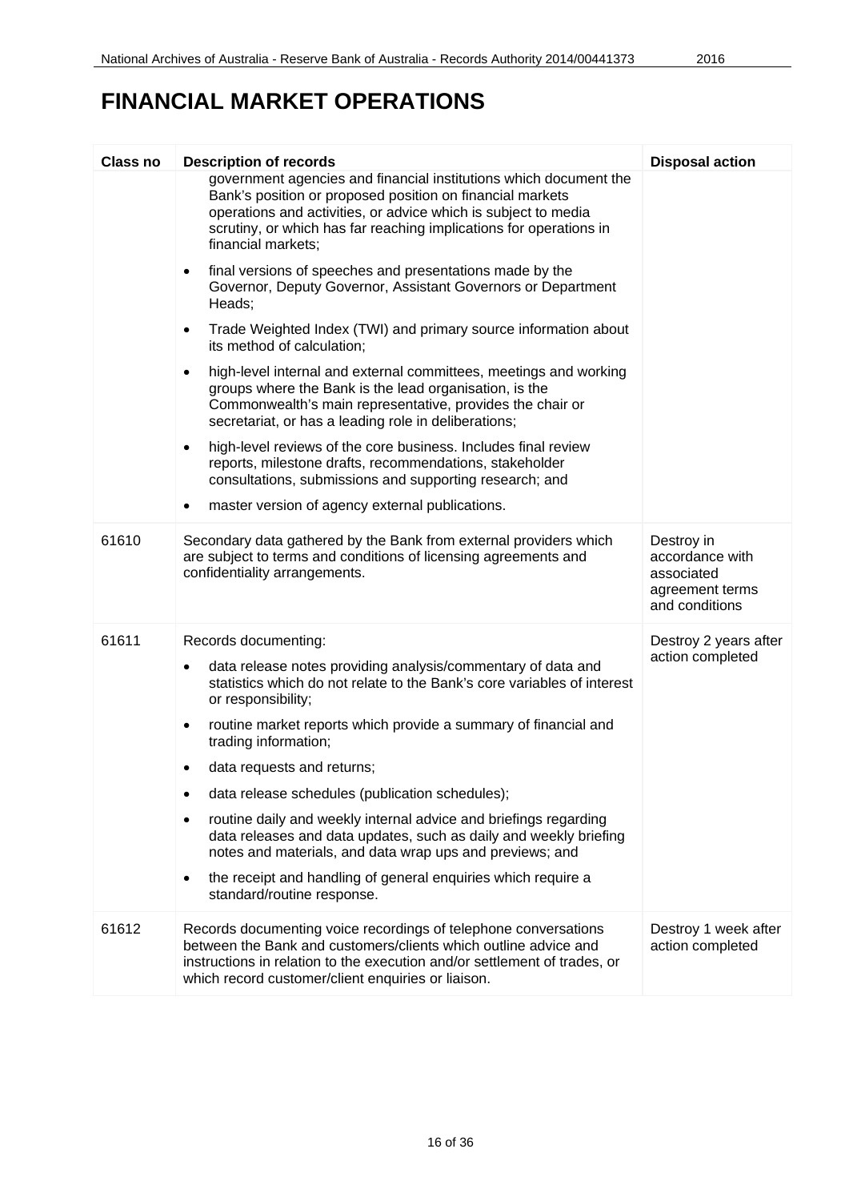# FINANCIAL MARKET OPERATIONS

| Class no | Description of records | Disposal action |
| --- | --- | --- |
| | government agencies and financial institutions which document the Bank's position or proposed position on financial markets operations and activities, or advice which is subject to media scrutiny, or which has far reaching implications for operations in financial markets;<br><br>• final versions of speeches and presentations made by the Governor, Deputy Governor, Assistant Governors or Department Heads;<br><br>• Trade Weighted Index (TWI) and primary source information about its method of calculation;<br><br>• high-level internal and external committees, meetings and working groups where the Bank is the lead organisation, is the Commonwealth's main representative, provides the chair or secretariat, or has a leading role in deliberations;<br><br>• high-level reviews of the core business. Includes final review reports, milestone drafts, recommendations, stakeholder consultations, submissions and supporting research; and<br><br>• master version of agency external publications. | |
| 61610 | Secondary data gathered by the Bank from external providers which are subject to terms and conditions of licensing agreements and confidentiality arrangements. | Destroy in accordance with associated agreement terms and conditions |
| 61611 | Records documenting:<br><br>• data release notes providing analysis/commentary of data and statistics which do not relate to the Bank's core variables of interest or responsibility;<br><br>• routine market reports which provide a summary of financial and trading information;<br><br>• data requests and returns;<br><br>• data release schedules (publication schedules);<br><br>• routine daily and weekly internal advice and briefings regarding data releases and data updates, such as daily and weekly briefing notes and materials, and data wrap ups and previews; and<br><br>• the receipt and handling of general enquiries which require a standard/routine response. | Destroy 2 years after action completed |
| 61612 | Records documenting voice recordings of telephone conversations between the Bank and customers/clients which outline advice and instructions in relation to the execution and/or settlement of trades, or which record customer/client enquiries or liaison. | Destroy 1 week after action completed |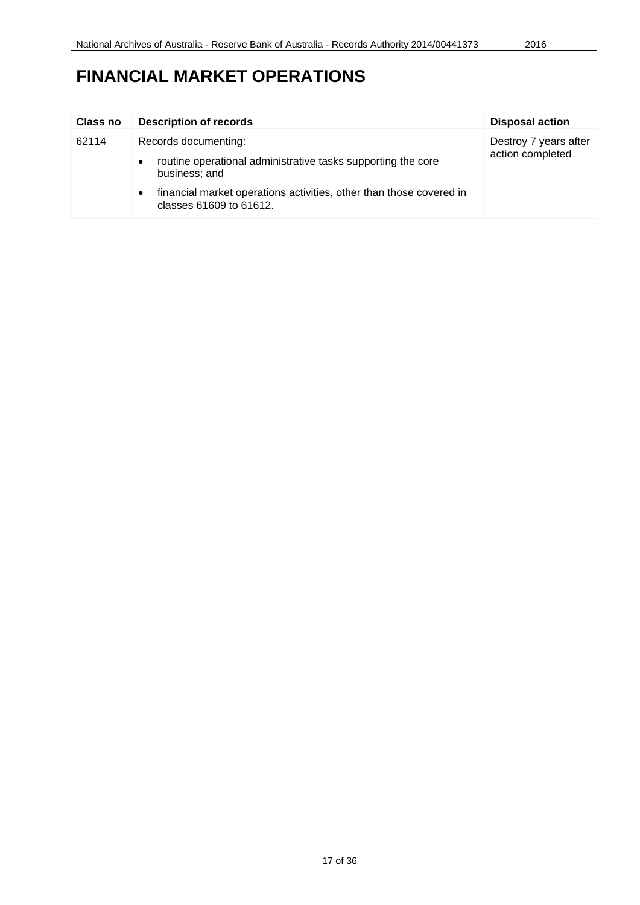# FINANCIAL MARKET OPERATIONS

| Class no | Description of records | Disposal action |
| --- | --- | --- |
| 62114 | Records documenting:<br>• routine operational administrative tasks supporting the core business; and<br>• financial market operations activities, other than those covered in classes 61609 to 61612. | Destroy 7 years after action completed |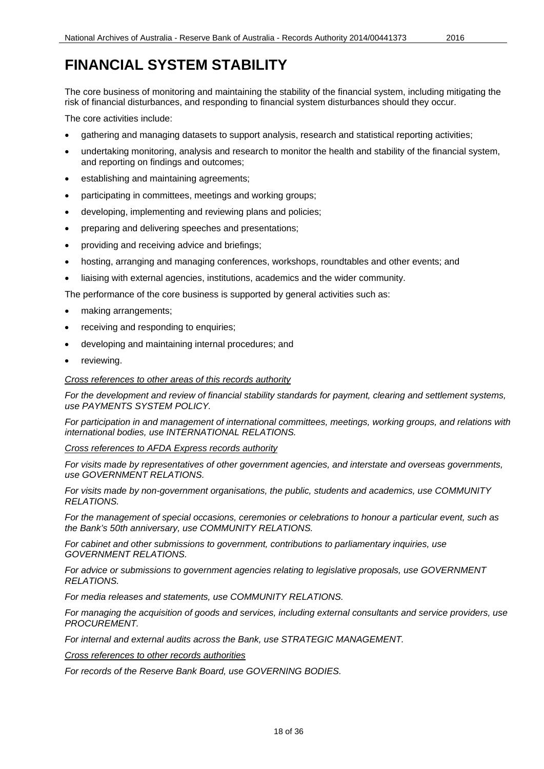# FINANCIAL SYSTEM STABILITY

The core business of monitoring and maintaining the stability of the financial system, including mitigating the risk of financial disturbances, and responding to financial system disturbances should they occur.

The core activities include:

- gathering and managing datasets to support analysis, research and statistical reporting activities;
- undertaking monitoring, analysis and research to monitor the health and stability of the financial system, and reporting on findings and outcomes;
- establishing and maintaining agreements;
- participating in committees, meetings and working groups;
- developing, implementing and reviewing plans and policies;
- preparing and delivering speeches and presentations;
- providing and receiving advice and briefings;
- hosting, arranging and managing conferences, workshops, roundtables and other events; and
- liaising with external agencies, institutions, academics and the wider community.

The performance of the core business is supported by general activities such as:

- making arrangements;
- receiving and responding to enquiries;
- developing and maintaining internal procedures; and
- reviewing.

*Cross references to other areas of this records authority*

*For the development and review of financial stability standards for payment, clearing and settlement systems, use PAYMENTS SYSTEM POLICY.*

*For participation in and management of international committees, meetings, working groups, and relations with international bodies, use INTERNATIONAL RELATIONS.*

*Cross references to AFDA Express records authority*

*For visits made by representatives of other government agencies, and interstate and overseas governments, use GOVERNMENT RELATIONS.*

*For visits made by non-government organisations, the public, students and academics, use COMMUNITY RELATIONS.*

*For the management of special occasions, ceremonies or celebrations to honour a particular event, such as the Bank's 50th anniversary, use COMMUNITY RELATIONS.*

*For cabinet and other submissions to government, contributions to parliamentary inquiries, use GOVERNMENT RELATIONS.*

*For advice or submissions to government agencies relating to legislative proposals, use GOVERNMENT RELATIONS.*

*For media releases and statements, use COMMUNITY RELATIONS.*

*For managing the acquisition of goods and services, including external consultants and service providers, use PROCUREMENT.*

*For internal and external audits across the Bank, use STRATEGIC MANAGEMENT.*

*Cross references to other records authorities*

*For records of the Reserve Bank Board, use GOVERNING BODIES.*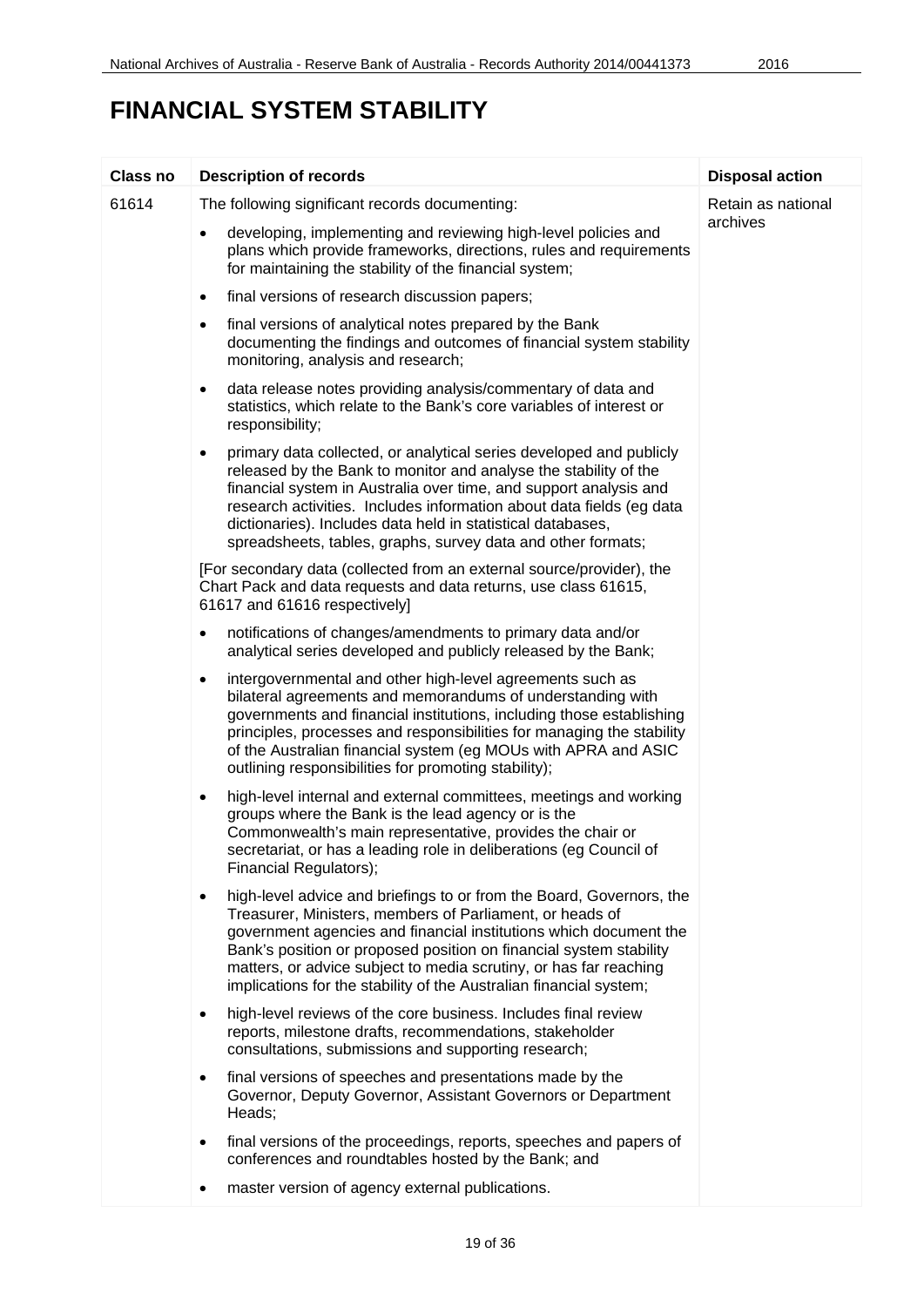# FINANCIAL SYSTEM STABILITY

| Class no | Description of records | Disposal action |
|---|---|---|
| 61614 | The following significant records documenting:<br>• developing, implementing and reviewing high-level policies and plans which provide frameworks, directions, rules and requirements for maintaining the stability of the financial system;<br>• final versions of research discussion papers;<br>• final versions of analytical notes prepared by the Bank documenting the findings and outcomes of financial system stability monitoring, analysis and research;<br>• data release notes providing analysis/commentary of data and statistics, which relate to the Bank's core variables of interest or responsibility;<br>• primary data collected, or analytical series developed and publicly released by the Bank to monitor and analyse the stability of the financial system in Australia over time, and support analysis and research activities. Includes information about data fields (eg data dictionaries). Includes data held in statistical databases, spreadsheets, tables, graphs, survey data and other formats;<br>[For secondary data (collected from an external source/provider), the Chart Pack and data requests and data returns, use class 61615, 61617 and 61616 respectively]<br>• notifications of changes/amendments to primary data and/or analytical series developed and publicly released by the Bank;<br>• intergovernmental and other high-level agreements such as bilateral agreements and memorandums of understanding with governments and financial institutions, including those establishing principles, processes and responsibilities for managing the stability of the Australian financial system (eg MOUs with APRA and ASIC outlining responsibilities for promoting stability);<br>• high-level internal and external committees, meetings and working groups where the Bank is the lead agency or is the Commonwealth's main representative, provides the chair or secretariat, or has a leading role in deliberations (eg Council of Financial Regulators);<br>• high-level advice and briefings to or from the Board, Governors, the Treasurer, Ministers, members of Parliament, or heads of government agencies and financial institutions which document the Bank's position or proposed position on financial system stability matters, or advice subject to media scrutiny, or has far reaching implications for the stability of the Australian financial system;<br>• high-level reviews of the core business. Includes final review reports, milestone drafts, recommendations, stakeholder consultations, submissions and supporting research;<br>• final versions of speeches and presentations made by the Governor, Deputy Governor, Assistant Governors or Department Heads;<br>• final versions of the proceedings, reports, speeches and papers of conferences and roundtables hosted by the Bank; and<br>• master version of agency external publications. | Retain as national archives |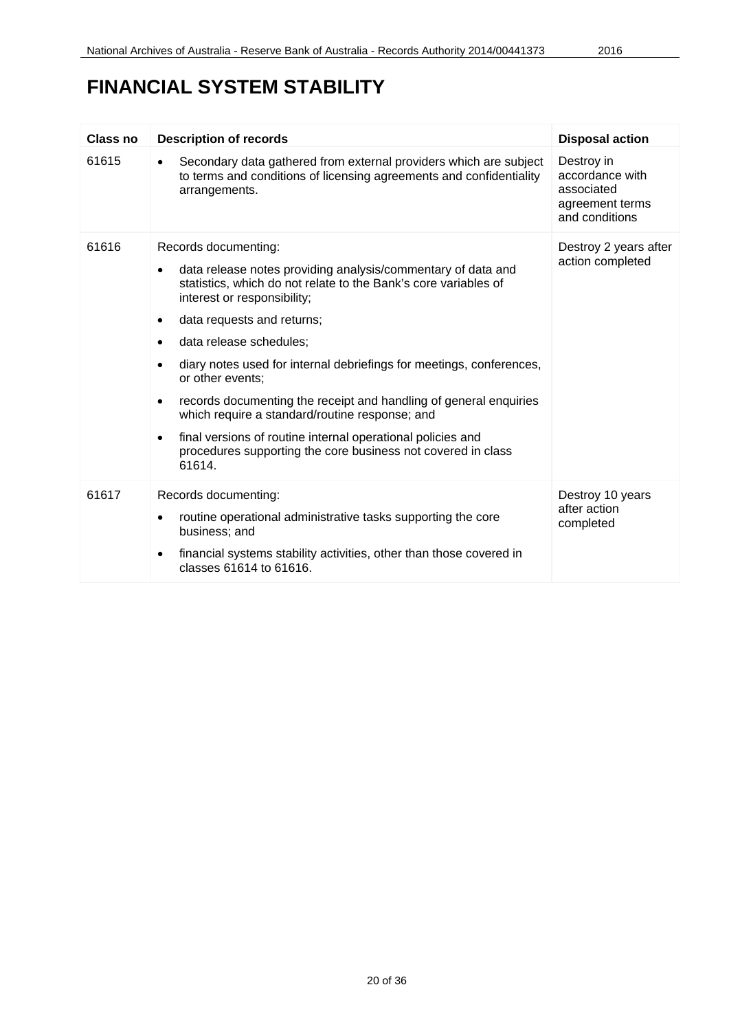# FINANCIAL SYSTEM STABILITY

| Class no | Description of records | Disposal action |
|---|---|---|
| 61615 | • Secondary data gathered from external providers which are subject to terms and conditions of licensing agreements and confidentiality arrangements. | Destroy in accordance with associated agreement terms and conditions |
| 61616 | Records documenting:<br>• data release notes providing analysis/commentary of data and statistics, which do not relate to the Bank's core variables of interest or responsibility;<br>• data requests and returns;<br>• data release schedules;<br>• diary notes used for internal debriefings for meetings, conferences, or other events;<br>• records documenting the receipt and handling of general enquiries which require a standard/routine response; and<br>• final versions of routine internal operational policies and procedures supporting the core business not covered in class 61614. | Destroy 2 years after action completed |
| 61617 | Records documenting:<br>• routine operational administrative tasks supporting the core business; and<br>• financial systems stability activities, other than those covered in classes 61614 to 61616. | Destroy 10 years after action completed |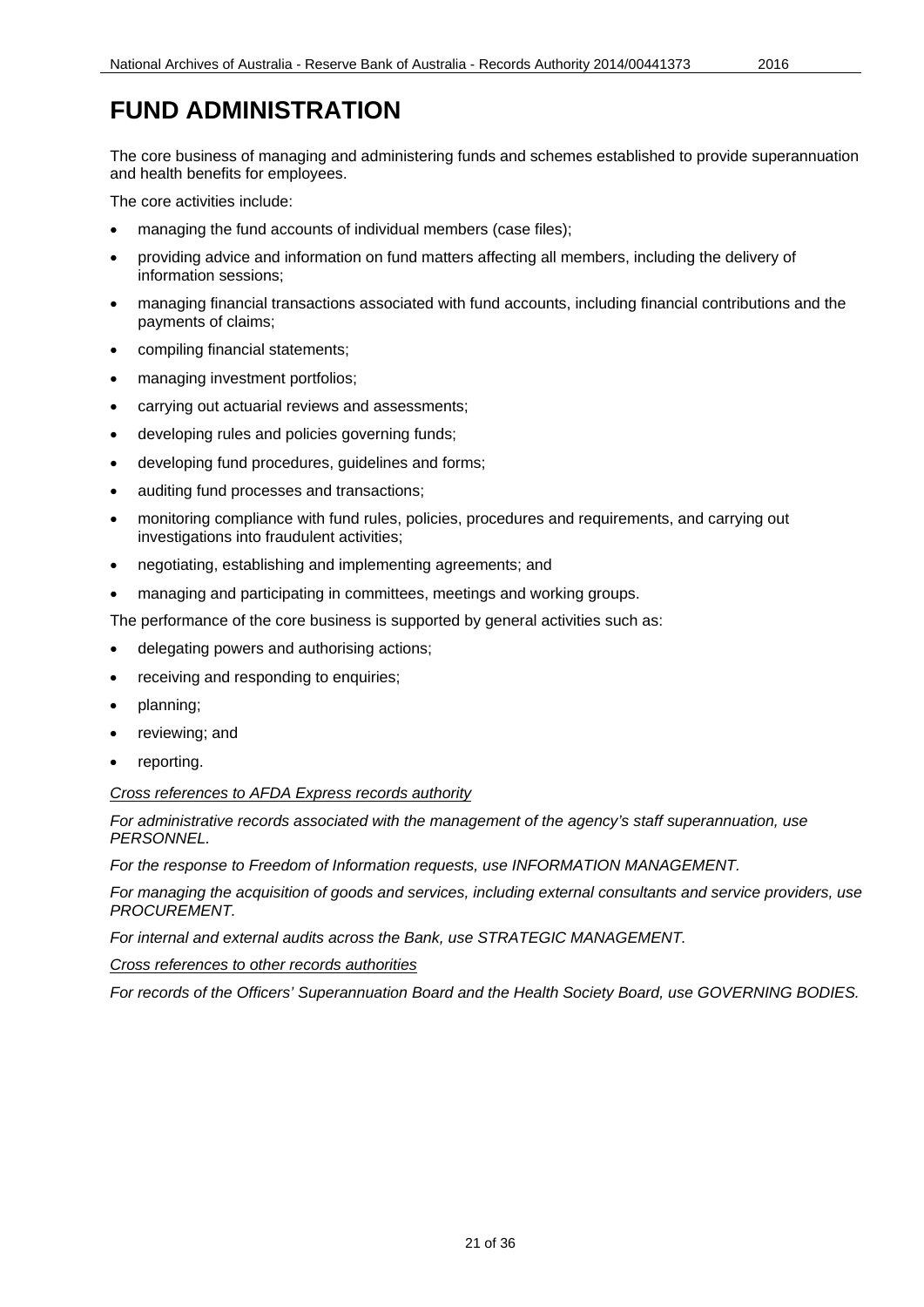# FUND ADMINISTRATION

The core business of managing and administering funds and schemes established to provide superannuation and health benefits for employees.

The core activities include:

- managing the fund accounts of individual members (case files);
- providing advice and information on fund matters affecting all members, including the delivery of information sessions;
- managing financial transactions associated with fund accounts, including financial contributions and the payments of claims;
- compiling financial statements;
- managing investment portfolios;
- carrying out actuarial reviews and assessments;
- developing rules and policies governing funds;
- developing fund procedures, guidelines and forms;
- auditing fund processes and transactions;
- monitoring compliance with fund rules, policies, procedures and requirements, and carrying out investigations into fraudulent activities;
- negotiating, establishing and implementing agreements; and
- managing and participating in committees, meetings and working groups.

The performance of the core business is supported by general activities such as:

- delegating powers and authorising actions;
- receiving and responding to enquiries;
- planning;
- reviewing; and
- reporting.

*Cross references to AFDA Express records authority*

*For administrative records associated with the management of the agency's staff superannuation, use PERSONNEL.*

*For the response to Freedom of Information requests, use INFORMATION MANAGEMENT.*

*For managing the acquisition of goods and services, including external consultants and service providers, use PROCUREMENT.*

*For internal and external audits across the Bank, use STRATEGIC MANAGEMENT.*

*Cross references to other records authorities*

*For records of the Officers' Superannuation Board and the Health Society Board, use GOVERNING BODIES.*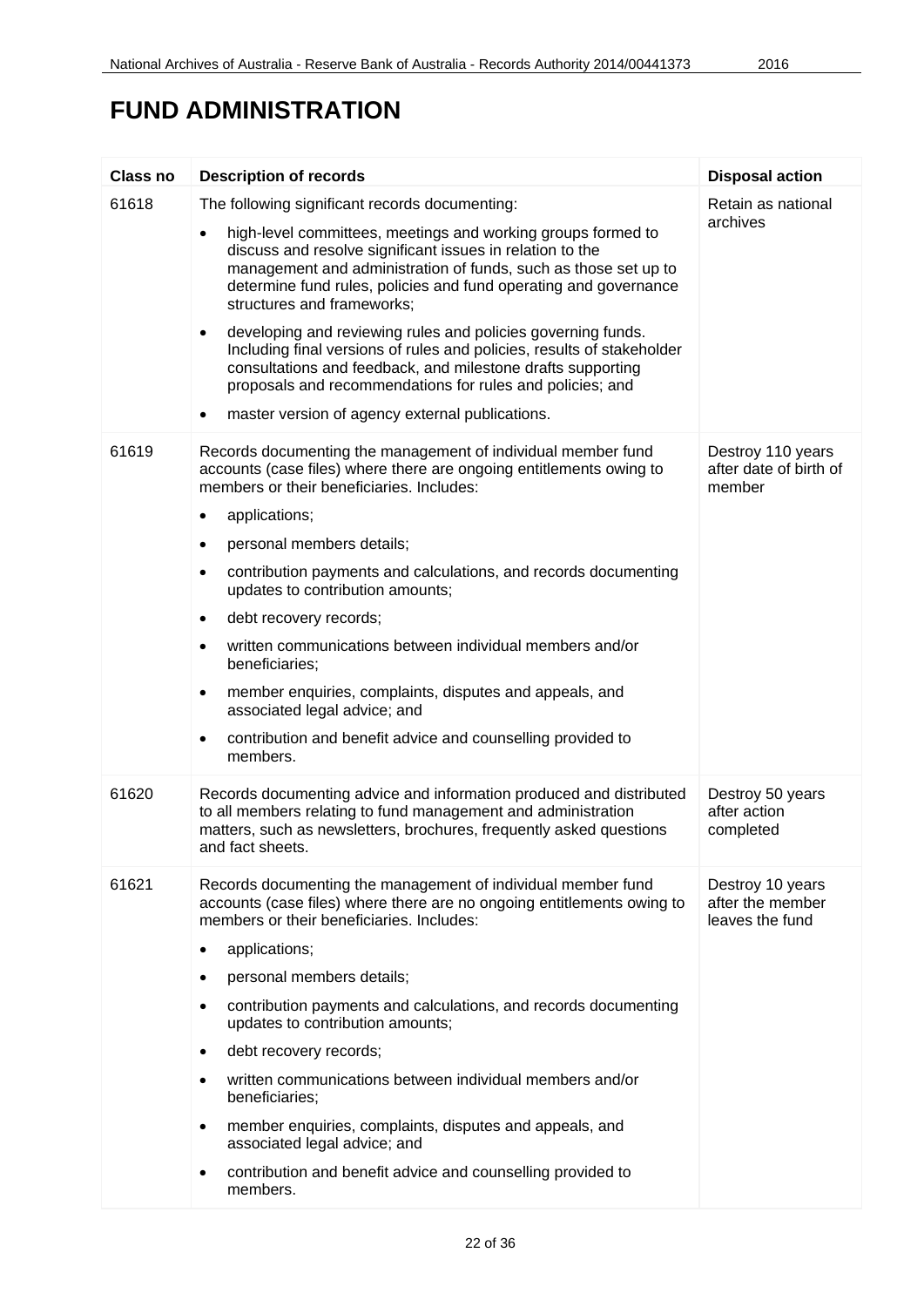# FUND ADMINISTRATION

| Class no | Description of records | Disposal action |
|---|---|---|
| 61618 | The following significant records documenting:<br>• high-level committees, meetings and working groups formed to discuss and resolve significant issues in relation to the management and administration of funds, such as those set up to determine fund rules, policies and fund operating and governance structures and frameworks;<br>• developing and reviewing rules and policies governing funds. Including final versions of rules and policies, results of stakeholder consultations and feedback, and milestone drafts supporting proposals and recommendations for rules and policies; and<br>• master version of agency external publications. | Retain as national archives |
| 61619 | Records documenting the management of individual member fund accounts (case files) where there are ongoing entitlements owing to members or their beneficiaries. Includes:<br>• applications;<br>• personal members details;<br>• contribution payments and calculations, and records documenting updates to contribution amounts;<br>• debt recovery records;<br>• written communications between individual members and/or beneficiaries;<br>• member enquiries, complaints, disputes and appeals, and associated legal advice; and<br>• contribution and benefit advice and counselling provided to members. | Destroy 110 years after date of birth of member |
| 61620 | Records documenting advice and information produced and distributed to all members relating to fund management and administration matters, such as newsletters, brochures, frequently asked questions and fact sheets. | Destroy 50 years after action completed |
| 61621 | Records documenting the management of individual member fund accounts (case files) where there are no ongoing entitlements owing to members or their beneficiaries. Includes:<br>• applications;<br>• personal members details;<br>• contribution payments and calculations, and records documenting updates to contribution amounts;<br>• debt recovery records;<br>• written communications between individual members and/or beneficiaries;<br>• member enquiries, complaints, disputes and appeals, and associated legal advice; and<br>• contribution and benefit advice and counselling provided to members. | Destroy 10 years after the member leaves the fund |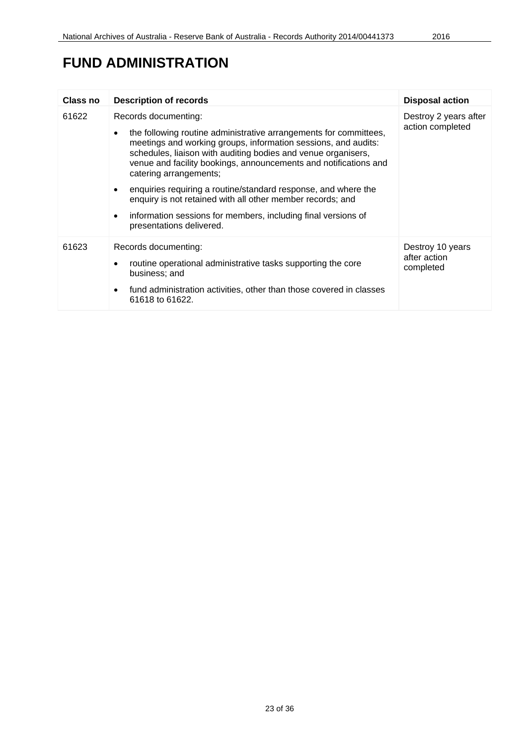# FUND ADMINISTRATION

| Class no | Description of records | Disposal action |
|---|---|---|
| 61622 | Records documenting:<br>• the following routine administrative arrangements for committees, meetings and working groups, information sessions, and audits: schedules, liaison with auditing bodies and venue organisers, venue and facility bookings, announcements and notifications and catering arrangements;<br>• enquiries requiring a routine/standard response, and where the enquiry is not retained with all other member records; and<br>• information sessions for members, including final versions of presentations delivered. | Destroy 2 years after action completed |
| 61623 | Records documenting:<br>• routine operational administrative tasks supporting the core business; and<br>• fund administration activities, other than those covered in classes 61618 to 61622. | Destroy 10 years after action completed |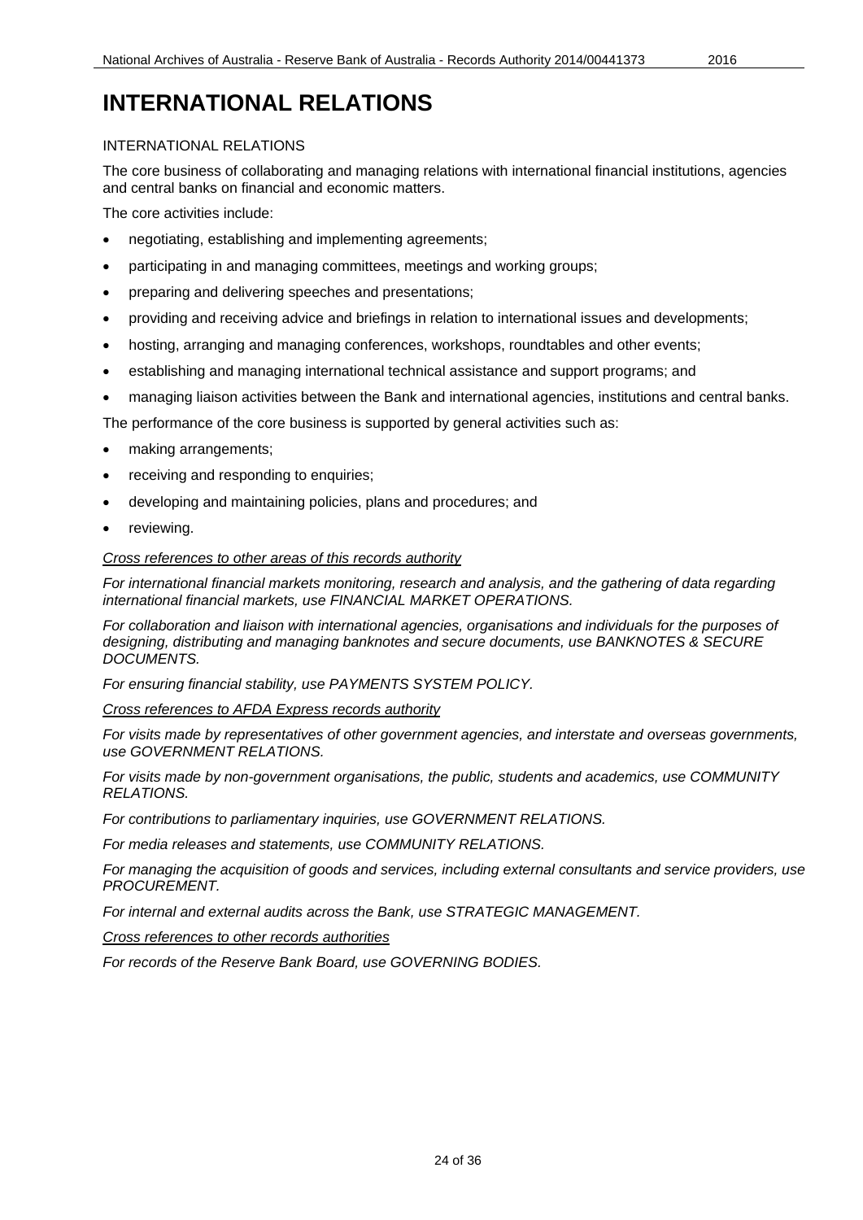# INTERNATIONAL RELATIONS

INTERNATIONAL RELATIONS

The core business of collaborating and managing relations with international financial institutions, agencies and central banks on financial and economic matters.

The core activities include:

- negotiating, establishing and implementing agreements;
- participating in and managing committees, meetings and working groups;
- preparing and delivering speeches and presentations;
- providing and receiving advice and briefings in relation to international issues and developments;
- hosting, arranging and managing conferences, workshops, roundtables and other events;
- establishing and managing international technical assistance and support programs; and
- managing liaison activities between the Bank and international agencies, institutions and central banks.

The performance of the core business is supported by general activities such as:

- making arrangements;
- receiving and responding to enquiries;
- developing and maintaining policies, plans and procedures; and
- reviewing.

<u>*Cross references to other areas of this records authority*</u>

*For international financial markets monitoring, research and analysis, and the gathering of data regarding international financial markets, use FINANCIAL MARKET OPERATIONS.*

*For collaboration and liaison with international agencies, organisations and individuals for the purposes of designing, distributing and managing banknotes and secure documents, use BANKNOTES & SECURE DOCUMENTS.*

*For ensuring financial stability, use PAYMENTS SYSTEM POLICY.*

<u>*Cross references to AFDA Express records authority*</u>

*For visits made by representatives of other government agencies, and interstate and overseas governments, use GOVERNMENT RELATIONS.*

*For visits made by non-government organisations, the public, students and academics, use COMMUNITY RELATIONS.*

*For contributions to parliamentary inquiries, use GOVERNMENT RELATIONS.*

*For media releases and statements, use COMMUNITY RELATIONS.*

*For managing the acquisition of goods and services, including external consultants and service providers, use PROCUREMENT.*

*For internal and external audits across the Bank, use STRATEGIC MANAGEMENT.*

<u>*Cross references to other records authorities*</u>

*For records of the Reserve Bank Board, use GOVERNING BODIES.*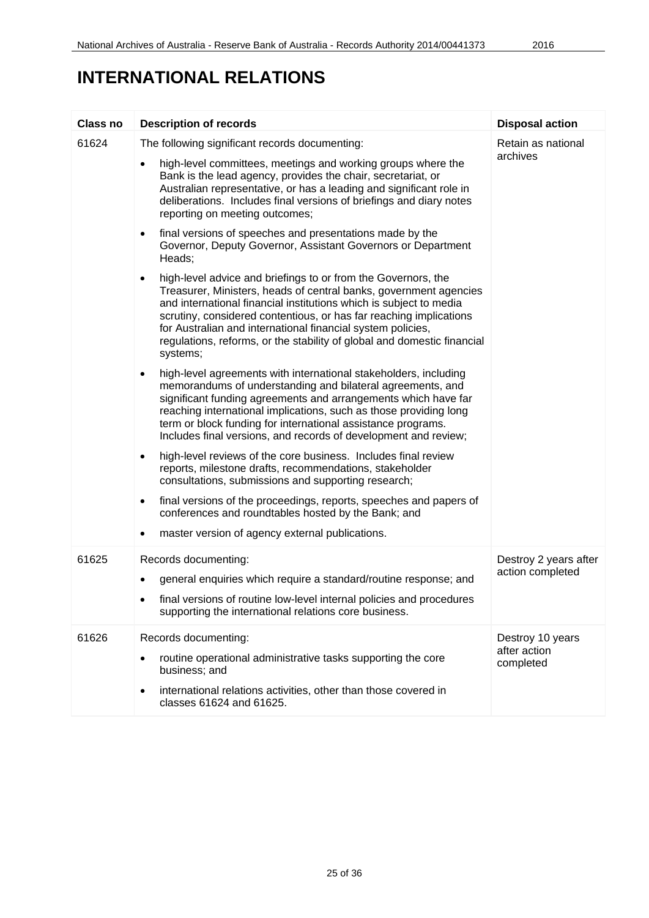# INTERNATIONAL RELATIONS

| Class no | Description of records | Disposal action |
|---|---|---|
| 61624 | The following significant records documenting:<br>• high-level committees, meetings and working groups where the Bank is the lead agency, provides the chair, secretariat, or Australian representative, or has a leading and significant role in deliberations. Includes final versions of briefings and diary notes reporting on meeting outcomes;<br>• final versions of speeches and presentations made by the Governor, Deputy Governor, Assistant Governors or Department Heads;<br>• high-level advice and briefings to or from the Governors, the Treasurer, Ministers, heads of central banks, government agencies and international financial institutions which is subject to media scrutiny, considered contentious, or has far reaching implications for Australian and international financial system policies, regulations, reforms, or the stability of global and domestic financial systems;<br>• high-level agreements with international stakeholders, including memorandums of understanding and bilateral agreements, and significant funding agreements and arrangements which have far reaching international implications, such as those providing long term or block funding for international assistance programs. Includes final versions, and records of development and review;<br>• high-level reviews of the core business. Includes final review reports, milestone drafts, recommendations, stakeholder consultations, submissions and supporting research;<br>• final versions of the proceedings, reports, speeches and papers of conferences and roundtables hosted by the Bank; and<br>• master version of agency external publications. | Retain as national archives |
| 61625 | Records documenting:<br>• general enquiries which require a standard/routine response; and<br>• final versions of routine low-level internal policies and procedures supporting the international relations core business. | Destroy 2 years after action completed |
| 61626 | Records documenting:<br>• routine operational administrative tasks supporting the core business; and<br>• international relations activities, other than those covered in classes 61624 and 61625. | Destroy 10 years after action completed |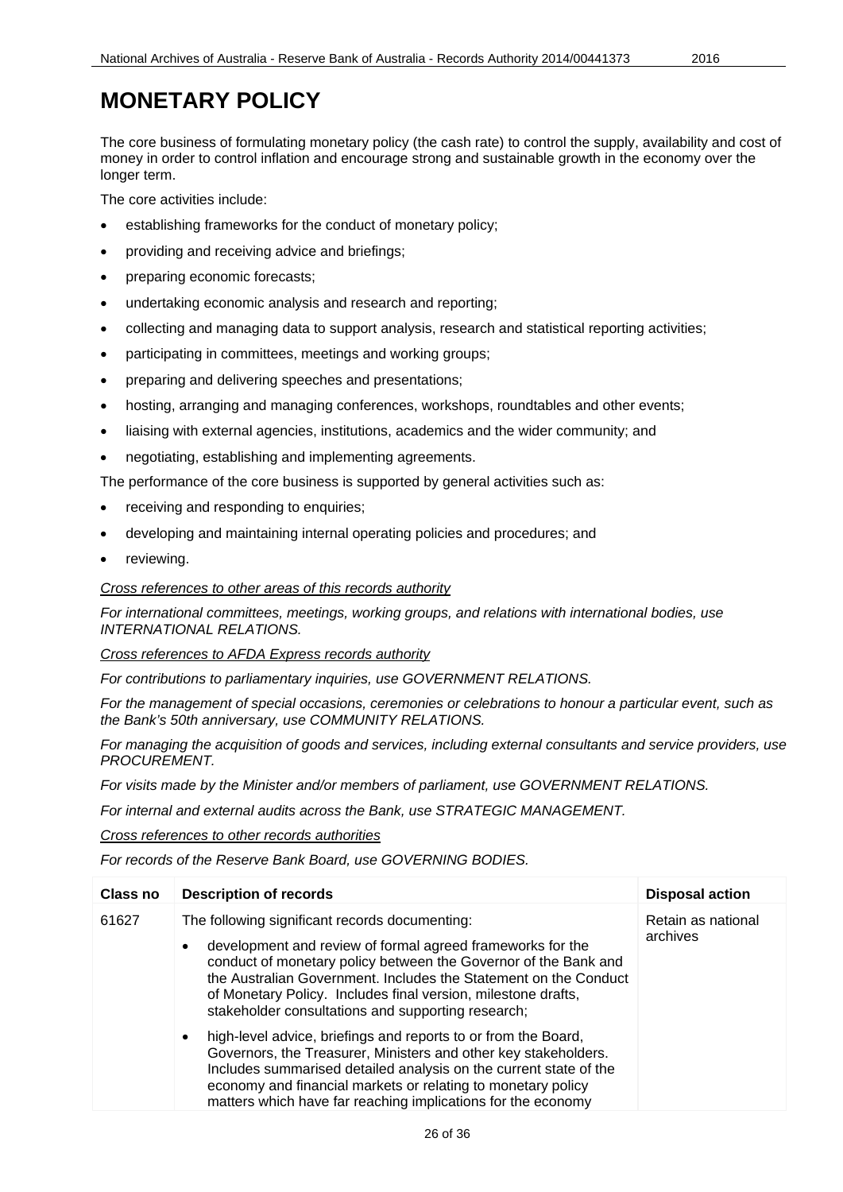# MONETARY POLICY

The core business of formulating monetary policy (the cash rate) to control the supply, availability and cost of money in order to control inflation and encourage strong and sustainable growth in the economy over the longer term.

The core activities include:

- establishing frameworks for the conduct of monetary policy;
- providing and receiving advice and briefings;
- preparing economic forecasts;
- undertaking economic analysis and research and reporting;
- collecting and managing data to support analysis, research and statistical reporting activities;
- participating in committees, meetings and working groups;
- preparing and delivering speeches and presentations;
- hosting, arranging and managing conferences, workshops, roundtables and other events;
- liaising with external agencies, institutions, academics and the wider community; and
- negotiating, establishing and implementing agreements.

The performance of the core business is supported by general activities such as:

- receiving and responding to enquiries;
- developing and maintaining internal operating policies and procedures; and
- reviewing.

*Cross references to other areas of this records authority*

*For international committees, meetings, working groups, and relations with international bodies, use INTERNATIONAL RELATIONS.*

*Cross references to AFDA Express records authority*

*For contributions to parliamentary inquiries, use GOVERNMENT RELATIONS.*

*For the management of special occasions, ceremonies or celebrations to honour a particular event, such as the Bank's 50th anniversary, use COMMUNITY RELATIONS.*

*For managing the acquisition of goods and services, including external consultants and service providers, use PROCUREMENT.*

*For visits made by the Minister and/or members of parliament, use GOVERNMENT RELATIONS.*

*For internal and external audits across the Bank, use STRATEGIC MANAGEMENT.*

*Cross references to other records authorities*

*For records of the Reserve Bank Board, use GOVERNING BODIES.*

| Class no | Description of records | Disposal action |
|---|---|---|
| 61627 | The following significant records documenting:<br>• development and review of formal agreed frameworks for the conduct of monetary policy between the Governor of the Bank and the Australian Government. Includes the Statement on the Conduct of Monetary Policy. Includes final version, milestone drafts, stakeholder consultations and supporting research;<br>• high-level advice, briefings and reports to or from the Board, Governors, the Treasurer, Ministers and other key stakeholders. Includes summarised detailed analysis on the current state of the economy and financial markets or relating to monetary policy matters which have far reaching implications for the economy | Retain as national archives |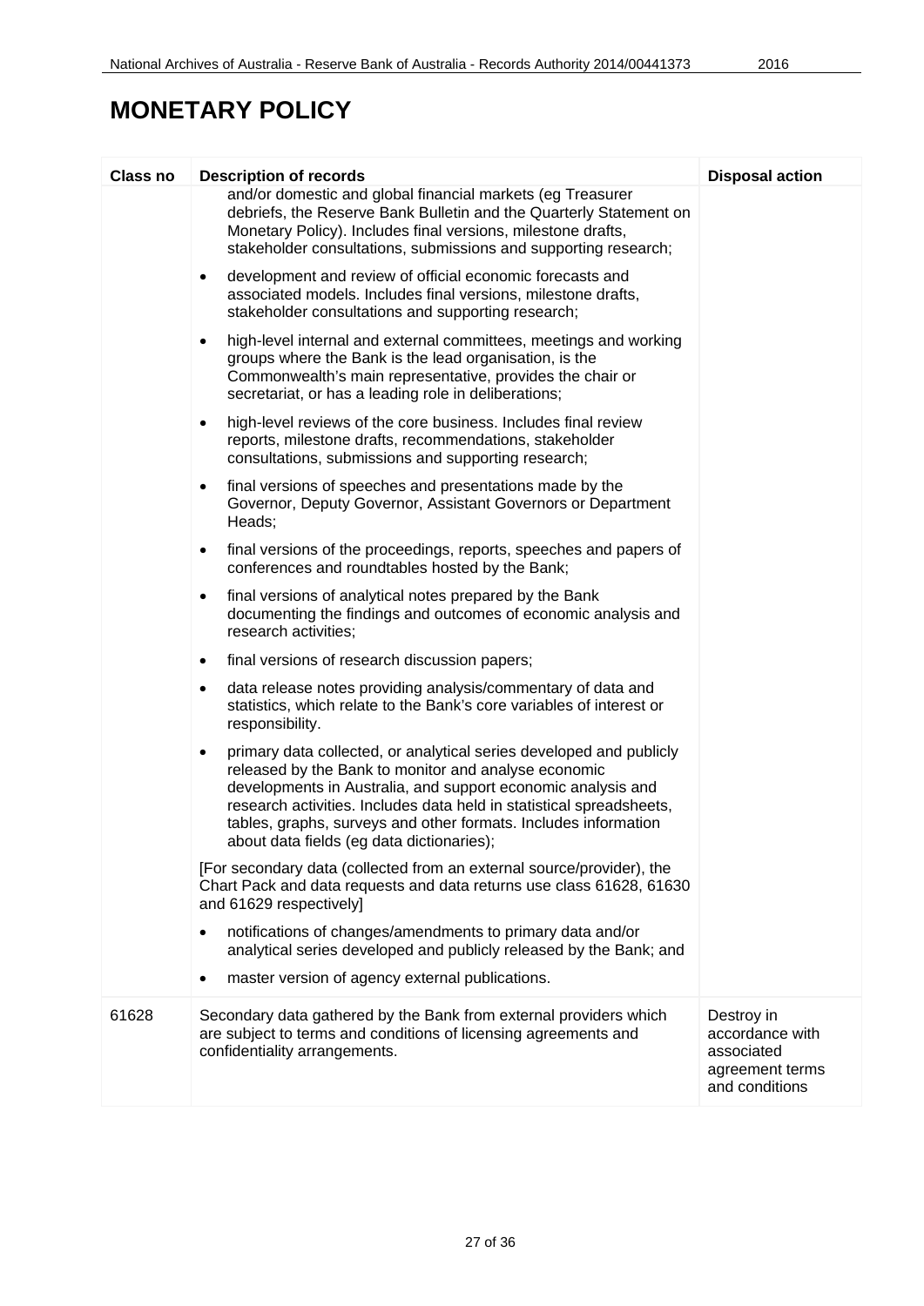# MONETARY POLICY

| Class no | Description of records | Disposal action |
|---|---|---|
| | and/or domestic and global financial markets (eg Treasurer debriefs, the Reserve Bank Bulletin and the Quarterly Statement on Monetary Policy). Includes final versions, milestone drafts, stakeholder consultations, submissions and supporting research;<br>• development and review of official economic forecasts and associated models. Includes final versions, milestone drafts, stakeholder consultations and supporting research;<br>• high-level internal and external committees, meetings and working groups where the Bank is the lead organisation, is the Commonwealth's main representative, provides the chair or secretariat, or has a leading role in deliberations;<br>• high-level reviews of the core business. Includes final review reports, milestone drafts, recommendations, stakeholder consultations, submissions and supporting research;<br>• final versions of speeches and presentations made by the Governor, Deputy Governor, Assistant Governors or Department Heads;<br>• final versions of the proceedings, reports, speeches and papers of conferences and roundtables hosted by the Bank;<br>• final versions of analytical notes prepared by the Bank documenting the findings and outcomes of economic analysis and research activities;<br>• final versions of research discussion papers;<br>• data release notes providing analysis/commentary of data and statistics, which relate to the Bank's core variables of interest or responsibility.<br>• primary data collected, or analytical series developed and publicly released by the Bank to monitor and analyse economic developments in Australia, and support economic analysis and research activities. Includes data held in statistical spreadsheets, tables, graphs, surveys and other formats. Includes information about data fields (eg data dictionaries);<br>[For secondary data (collected from an external source/provider), the Chart Pack and data requests and data returns use class 61628, 61630 and 61629 respectively]<br>• notifications of changes/amendments to primary data and/or analytical series developed and publicly released by the Bank; and<br>• master version of agency external publications. | |
| 61628 | Secondary data gathered by the Bank from external providers which are subject to terms and conditions of licensing agreements and confidentiality arrangements. | Destroy in accordance with associated agreement terms and conditions |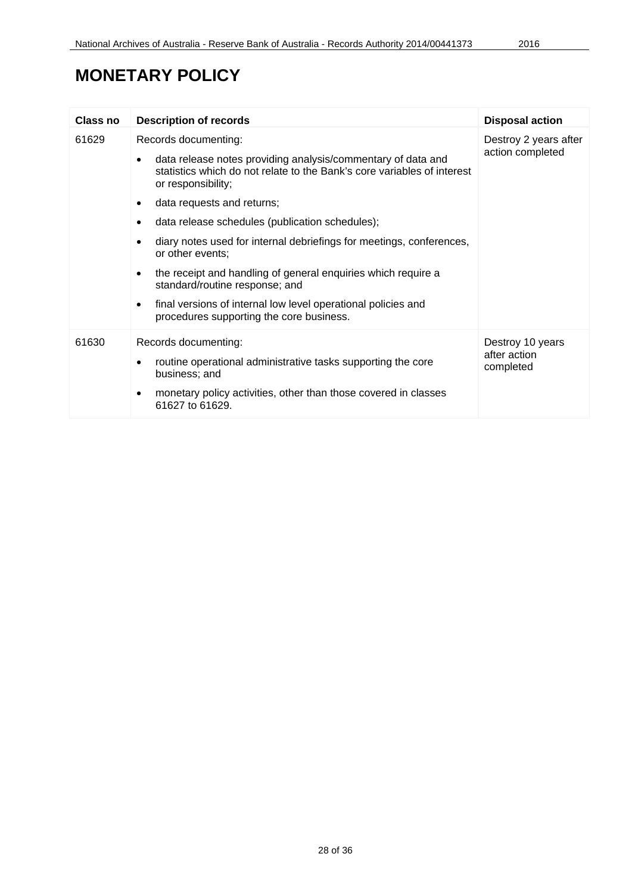# MONETARY POLICY

| Class no | Description of records | Disposal action |
|---|---|---|
| 61629 | Records documenting:<br>• data release notes providing analysis/commentary of data and statistics which do not relate to the Bank's core variables of interest or responsibility;<br>• data requests and returns;<br>• data release schedules (publication schedules);<br>• diary notes used for internal debriefings for meetings, conferences, or other events;<br>• the receipt and handling of general enquiries which require a standard/routine response; and<br>• final versions of internal low level operational policies and procedures supporting the core business. | Destroy 2 years after action completed |
| 61630 | Records documenting:<br>• routine operational administrative tasks supporting the core business; and<br>• monetary policy activities, other than those covered in classes 61627 to 61629. | Destroy 10 years after action completed |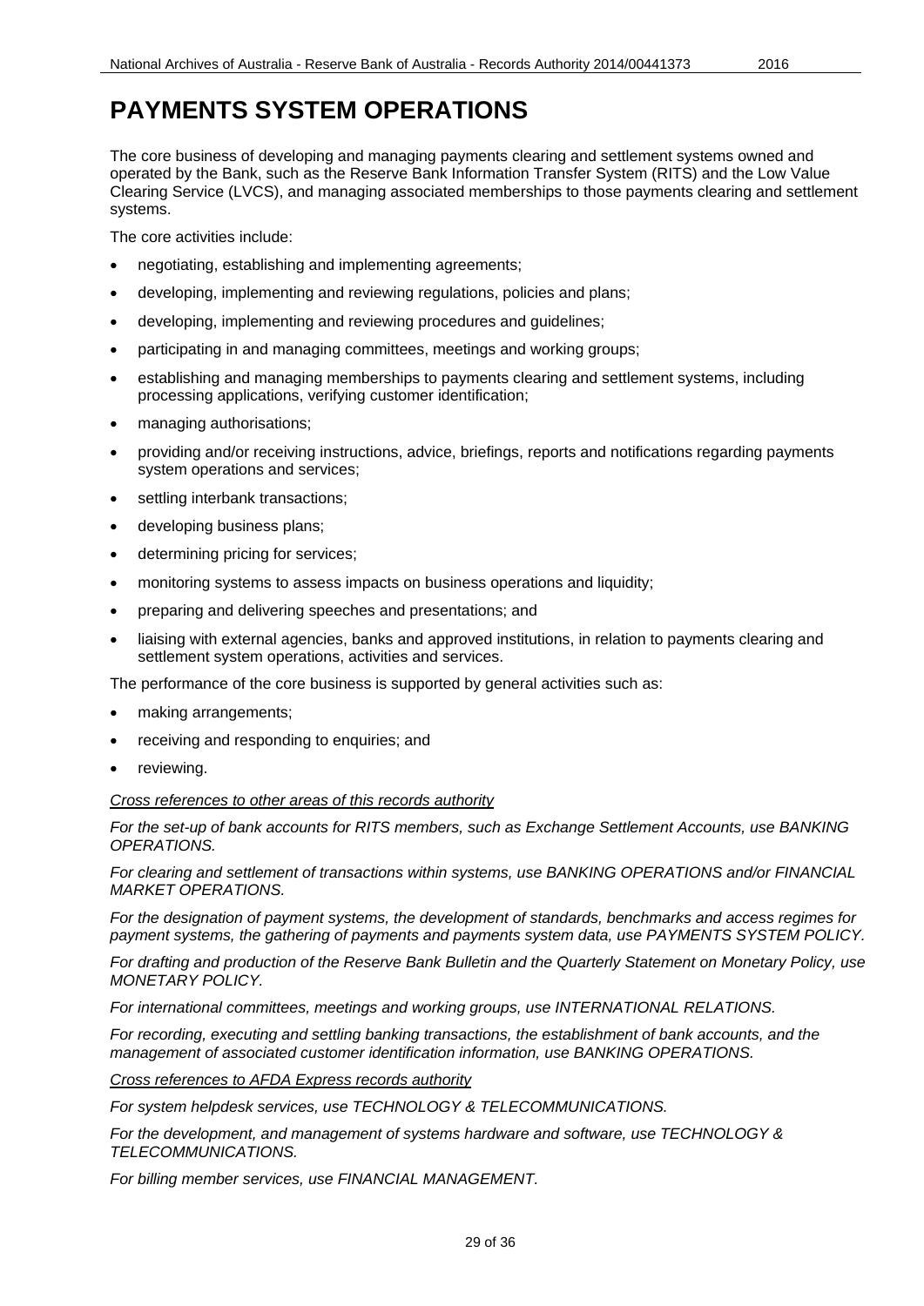# PAYMENTS SYSTEM OPERATIONS

The core business of developing and managing payments clearing and settlement systems owned and operated by the Bank, such as the Reserve Bank Information Transfer System (RITS) and the Low Value Clearing Service (LVCS), and managing associated memberships to those payments clearing and settlement systems.

The core activities include:

- negotiating, establishing and implementing agreements;
- developing, implementing and reviewing regulations, policies and plans;
- developing, implementing and reviewing procedures and guidelines;
- participating in and managing committees, meetings and working groups;
- establishing and managing memberships to payments clearing and settlement systems, including processing applications, verifying customer identification;
- managing authorisations;
- providing and/or receiving instructions, advice, briefings, reports and notifications regarding payments system operations and services;
- settling interbank transactions;
- developing business plans;
- determining pricing for services;
- monitoring systems to assess impacts on business operations and liquidity;
- preparing and delivering speeches and presentations; and
- liaising with external agencies, banks and approved institutions, in relation to payments clearing and settlement system operations, activities and services.

The performance of the core business is supported by general activities such as:

- making arrangements;
- receiving and responding to enquiries; and
- reviewing.

*Cross references to other areas of this records authority*

*For the set-up of bank accounts for RITS members, such as Exchange Settlement Accounts, use BANKING OPERATIONS.*

*For clearing and settlement of transactions within systems, use BANKING OPERATIONS and/or FINANCIAL MARKET OPERATIONS.*

*For the designation of payment systems, the development of standards, benchmarks and access regimes for payment systems, the gathering of payments and payments system data, use PAYMENTS SYSTEM POLICY.*

*For drafting and production of the Reserve Bank Bulletin and the Quarterly Statement on Monetary Policy, use MONETARY POLICY.*

*For international committees, meetings and working groups, use INTERNATIONAL RELATIONS.*

*For recording, executing and settling banking transactions, the establishment of bank accounts, and the management of associated customer identification information, use BANKING OPERATIONS.*

*Cross references to AFDA Express records authority*

*For system helpdesk services, use TECHNOLOGY & TELECOMMUNICATIONS.*

*For the development, and management of systems hardware and software, use TECHNOLOGY & TELECOMMUNICATIONS.*

*For billing member services, use FINANCIAL MANAGEMENT.*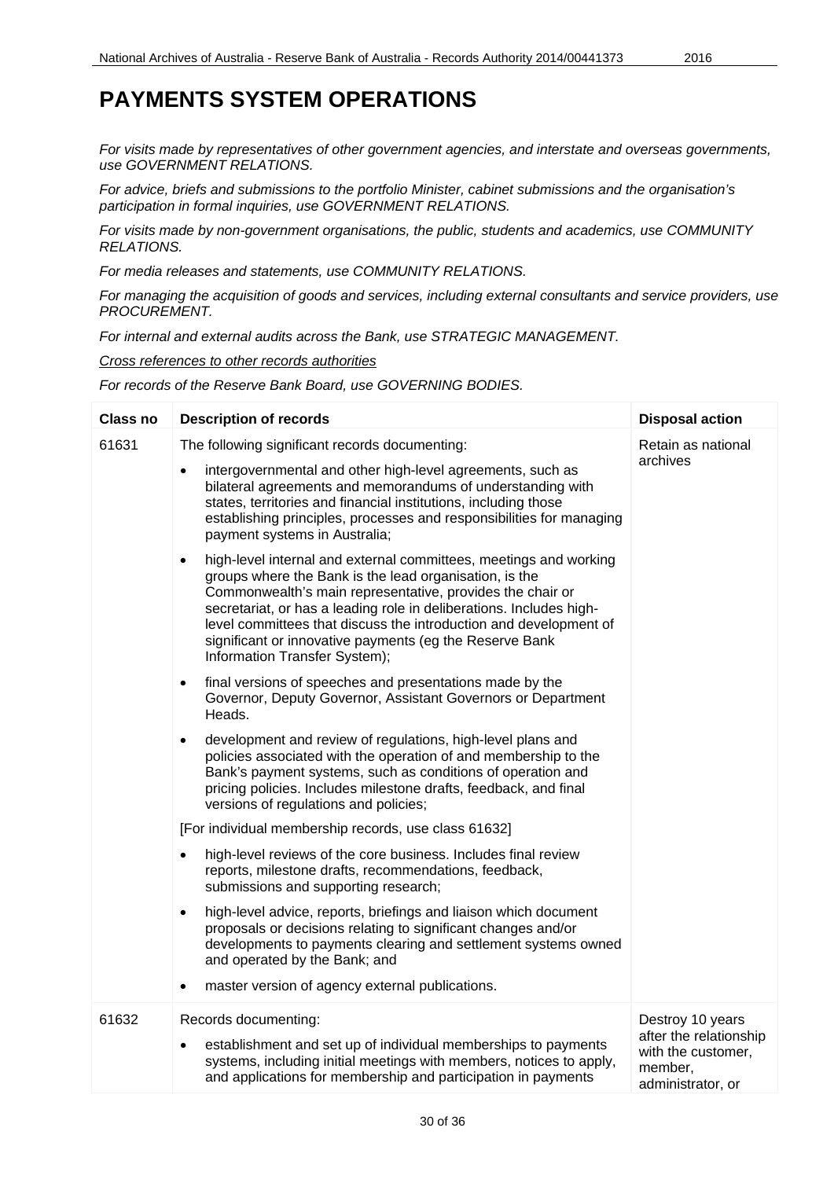# PAYMENTS SYSTEM OPERATIONS

*For visits made by representatives of other government agencies, and interstate and overseas governments, use GOVERNMENT RELATIONS.*

*For advice, briefs and submissions to the portfolio Minister, cabinet submissions and the organisation's participation in formal inquiries, use GOVERNMENT RELATIONS.*

*For visits made by non-government organisations, the public, students and academics, use COMMUNITY RELATIONS.*

*For media releases and statements, use COMMUNITY RELATIONS.*

*For managing the acquisition of goods and services, including external consultants and service providers, use PROCUREMENT.*

*For internal and external audits across the Bank, use STRATEGIC MANAGEMENT.*

*Cross references to other records authorities*

*For records of the Reserve Bank Board, use GOVERNING BODIES.*

| Class no | Description of records | Disposal action |
|---|---|---|
| 61631 | The following significant records documenting:<br>• intergovernmental and other high-level agreements, such as bilateral agreements and memorandums of understanding with states, territories and financial institutions, including those establishing principles, processes and responsibilities for managing payment systems in Australia;<br>• high-level internal and external committees, meetings and working groups where the Bank is the lead organisation, is the Commonwealth's main representative, provides the chair or secretariat, or has a leading role in deliberations. Includes high-level committees that discuss the introduction and development of significant or innovative payments (eg the Reserve Bank Information Transfer System);<br>• final versions of speeches and presentations made by the Governor, Deputy Governor, Assistant Governors or Department Heads.<br>• development and review of regulations, high-level plans and policies associated with the operation of and membership to the Bank's payment systems, such as conditions of operation and pricing policies. Includes milestone drafts, feedback, and final versions of regulations and policies;<br>[For individual membership records, use class 61632]<br>• high-level reviews of the core business. Includes final review reports, milestone drafts, recommendations, feedback, submissions and supporting research;<br>• high-level advice, reports, briefings and liaison which document proposals or decisions relating to significant changes and/or developments to payments clearing and settlement systems owned and operated by the Bank; and<br>• master version of agency external publications. | Retain as national archives |
| 61632 | Records documenting:<br>• establishment and set up of individual memberships to payments systems, including initial meetings with members, notices to apply, and applications for membership and participation in payments | Destroy 10 years after the relationship with the customer, member, administrator, or |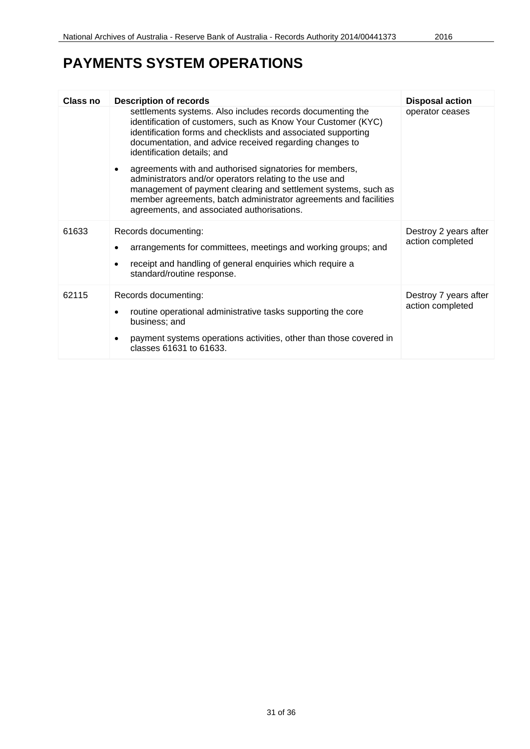# PAYMENTS SYSTEM OPERATIONS

| Class no | Description of records | Disposal action |
|---|---|---|
| | settlements systems. Also includes records documenting the identification of customers, such as Know Your Customer (KYC) identification forms and checklists and associated supporting documentation, and advice received regarding changes to identification details; and<br><br>• agreements with and authorised signatories for members, administrators and/or operators relating to the use and management of payment clearing and settlement systems, such as member agreements, batch administrator agreements and facilities agreements, and associated authorisations. | operator ceases |
| 61633 | Records documenting:<br><br>• arrangements for committees, meetings and working groups; and<br><br>• receipt and handling of general enquiries which require a standard/routine response. | Destroy 2 years after action completed |
| 62115 | Records documenting:<br><br>• routine operational administrative tasks supporting the core business; and<br><br>• payment systems operations activities, other than those covered in classes 61631 to 61633. | Destroy 7 years after action completed |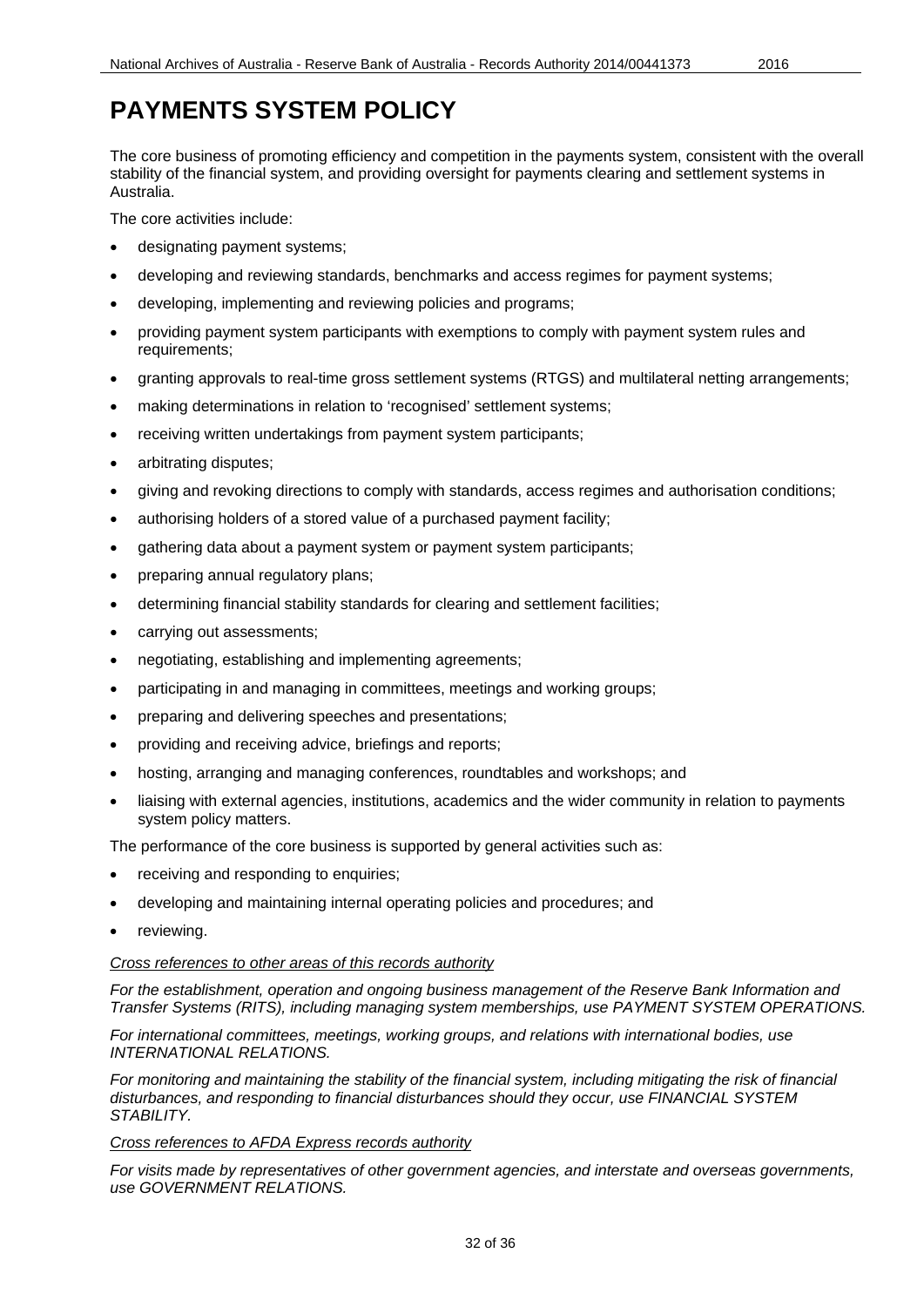# PAYMENTS SYSTEM POLICY

The core business of promoting efficiency and competition in the payments system, consistent with the overall stability of the financial system, and providing oversight for payments clearing and settlement systems in Australia.

The core activities include:

- designating payment systems;
- developing and reviewing standards, benchmarks and access regimes for payment systems;
- developing, implementing and reviewing policies and programs;
- providing payment system participants with exemptions to comply with payment system rules and requirements;
- granting approvals to real-time gross settlement systems (RTGS) and multilateral netting arrangements;
- making determinations in relation to 'recognised' settlement systems;
- receiving written undertakings from payment system participants;
- arbitrating disputes;
- giving and revoking directions to comply with standards, access regimes and authorisation conditions;
- authorising holders of a stored value of a purchased payment facility;
- gathering data about a payment system or payment system participants;
- preparing annual regulatory plans;
- determining financial stability standards for clearing and settlement facilities;
- carrying out assessments;
- negotiating, establishing and implementing agreements;
- participating in and managing in committees, meetings and working groups;
- preparing and delivering speeches and presentations;
- providing and receiving advice, briefings and reports;
- hosting, arranging and managing conferences, roundtables and workshops; and
- liaising with external agencies, institutions, academics and the wider community in relation to payments system policy matters.

The performance of the core business is supported by general activities such as:

- receiving and responding to enquiries;
- developing and maintaining internal operating policies and procedures; and
- reviewing.

*Cross references to other areas of this records authority*

*For the establishment, operation and ongoing business management of the Reserve Bank Information and Transfer Systems (RITS), including managing system memberships, use PAYMENT SYSTEM OPERATIONS.*

*For international committees, meetings, working groups, and relations with international bodies, use INTERNATIONAL RELATIONS.*

*For monitoring and maintaining the stability of the financial system, including mitigating the risk of financial disturbances, and responding to financial disturbances should they occur, use FINANCIAL SYSTEM STABILITY.*

*Cross references to AFDA Express records authority*

*For visits made by representatives of other government agencies, and interstate and overseas governments, use GOVERNMENT RELATIONS.*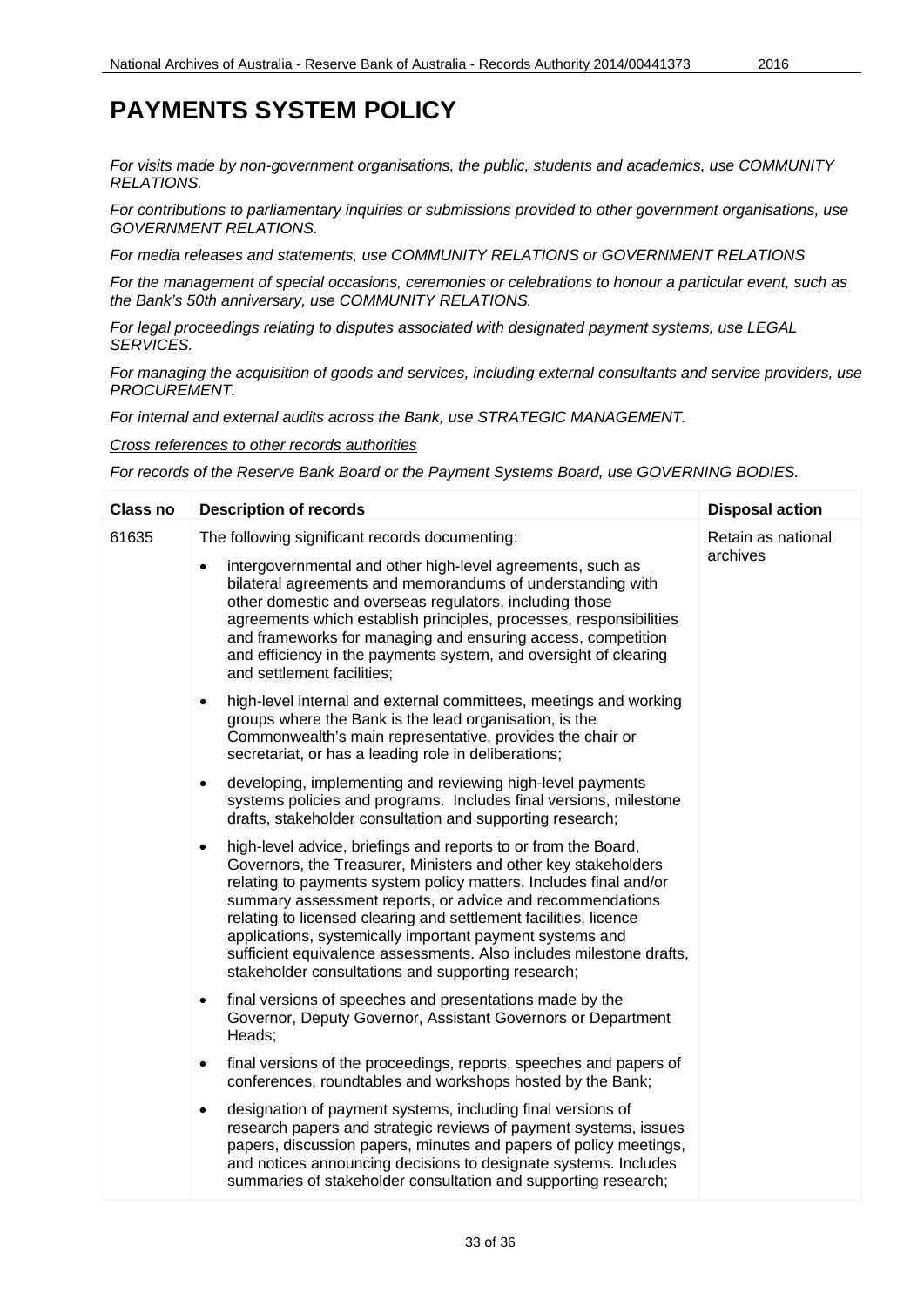# PAYMENTS SYSTEM POLICY

*For visits made by non-government organisations, the public, students and academics, use COMMUNITY RELATIONS.*

*For contributions to parliamentary inquiries or submissions provided to other government organisations, use GOVERNMENT RELATIONS.*

*For media releases and statements, use COMMUNITY RELATIONS or GOVERNMENT RELATIONS*

*For the management of special occasions, ceremonies or celebrations to honour a particular event, such as the Bank's 50th anniversary, use COMMUNITY RELATIONS.*

*For legal proceedings relating to disputes associated with designated payment systems, use LEGAL SERVICES.*

*For managing the acquisition of goods and services, including external consultants and service providers, use PROCUREMENT.*

*For internal and external audits across the Bank, use STRATEGIC MANAGEMENT.*

*Cross references to other records authorities*

*For records of the Reserve Bank Board or the Payment Systems Board, use GOVERNING BODIES.*

| Class no | Description of records | Disposal action |
|---|---|---|
| 61635 | The following significant records documenting:<br>• intergovernmental and other high-level agreements, such as bilateral agreements and memorandums of understanding with other domestic and overseas regulators, including those agreements which establish principles, processes, responsibilities and frameworks for managing and ensuring access, competition and efficiency in the payments system, and oversight of clearing and settlement facilities;<br>• high-level internal and external committees, meetings and working groups where the Bank is the lead organisation, is the Commonwealth's main representative, provides the chair or secretariat, or has a leading role in deliberations;<br>• developing, implementing and reviewing high-level payments systems policies and programs. Includes final versions, milestone drafts, stakeholder consultation and supporting research;<br>• high-level advice, briefings and reports to or from the Board, Governors, the Treasurer, Ministers and other key stakeholders relating to payments system policy matters. Includes final and/or summary assessment reports, or advice and recommendations relating to licensed clearing and settlement facilities, licence applications, systemically important payment systems and sufficient equivalence assessments. Also includes milestone drafts, stakeholder consultations and supporting research;<br>• final versions of speeches and presentations made by the Governor, Deputy Governor, Assistant Governors or Department Heads;<br>• final versions of the proceedings, reports, speeches and papers of conferences, roundtables and workshops hosted by the Bank;<br>• designation of payment systems, including final versions of research papers and strategic reviews of payment systems, issues papers, discussion papers, minutes and papers of policy meetings, and notices announcing decisions to designate systems. Includes summaries of stakeholder consultation and supporting research; | Retain as national archives |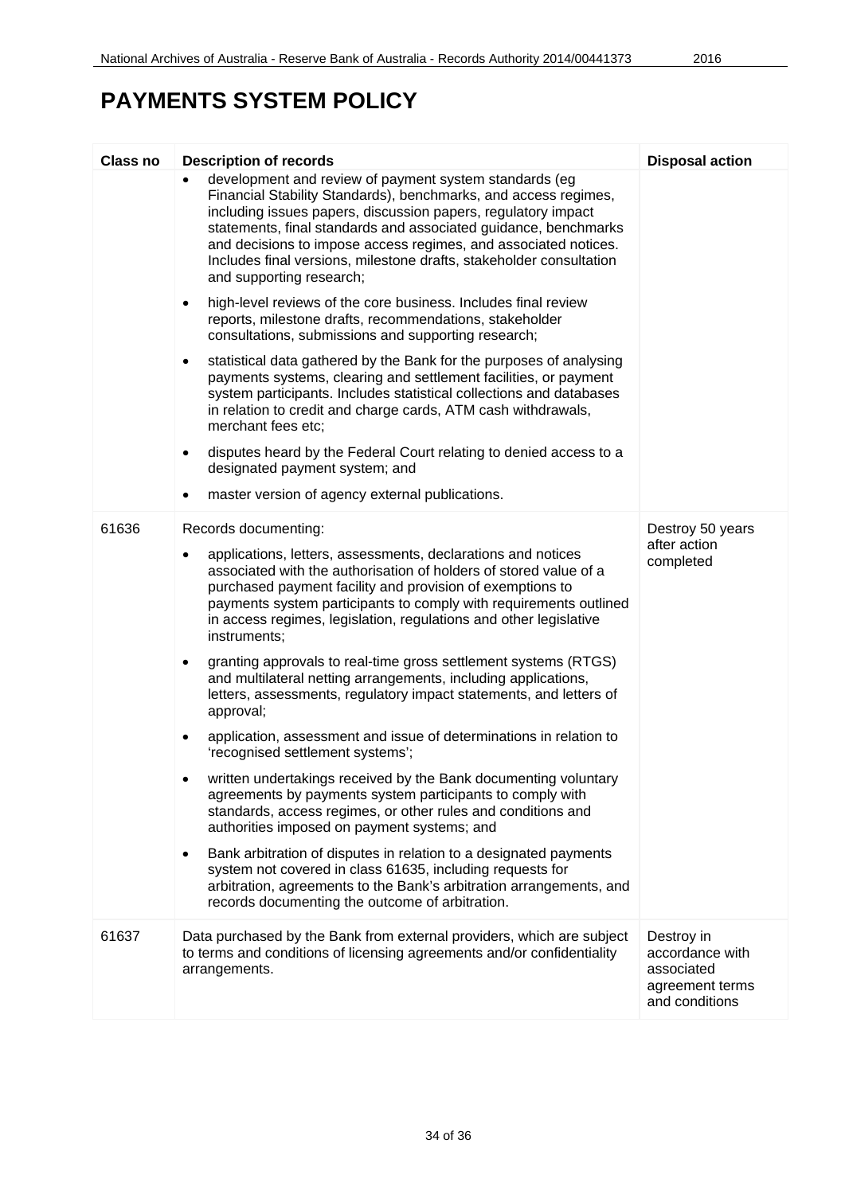# PAYMENTS SYSTEM POLICY

| Class no | Description of records | Disposal action |
|---|---|---|
| | • development and review of payment system standards (eg Financial Stability Standards), benchmarks, and access regimes, including issues papers, discussion papers, regulatory impact statements, final standards and associated guidance, benchmarks and decisions to impose access regimes, and associated notices. Includes final versions, milestone drafts, stakeholder consultation and supporting research;<br>• high-level reviews of the core business. Includes final review reports, milestone drafts, recommendations, stakeholder consultations, submissions and supporting research;<br>• statistical data gathered by the Bank for the purposes of analysing payments systems, clearing and settlement facilities, or payment system participants. Includes statistical collections and databases in relation to credit and charge cards, ATM cash withdrawals, merchant fees etc;<br>• disputes heard by the Federal Court relating to denied access to a designated payment system; and<br>• master version of agency external publications. | |
| 61636 | Records documenting:<br>• applications, letters, assessments, declarations and notices associated with the authorisation of holders of stored value of a purchased payment facility and provision of exemptions to payments system participants to comply with requirements outlined in access regimes, legislation, regulations and other legislative instruments;<br>• granting approvals to real-time gross settlement systems (RTGS) and multilateral netting arrangements, including applications, letters, assessments, regulatory impact statements, and letters of approval;<br>• application, assessment and issue of determinations in relation to 'recognised settlement systems';<br>• written undertakings received by the Bank documenting voluntary agreements by payments system participants to comply with standards, access regimes, or other rules and conditions and authorities imposed on payment systems; and<br>• Bank arbitration of disputes in relation to a designated payments system not covered in class 61635, including requests for arbitration, agreements to the Bank's arbitration arrangements, and records documenting the outcome of arbitration. | Destroy 50 years after action completed |
| 61637 | Data purchased by the Bank from external providers, which are subject to terms and conditions of licensing agreements and/or confidentiality arrangements. | Destroy in accordance with associated agreement terms and conditions |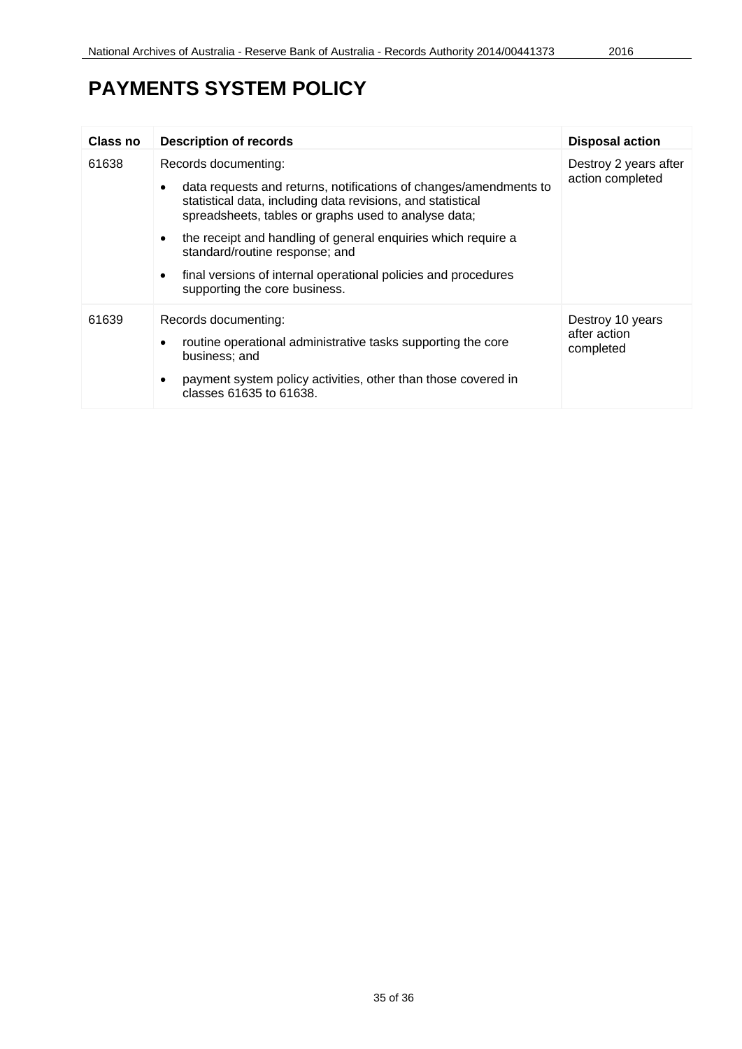# PAYMENTS SYSTEM POLICY

| Class no | Description of records | Disposal action |
|---|---|---|
| 61638 | Records documenting:<br>• data requests and returns, notifications of changes/amendments to statistical data, including data revisions, and statistical spreadsheets, tables or graphs used to analyse data;<br>• the receipt and handling of general enquiries which require a standard/routine response; and<br>• final versions of internal operational policies and procedures supporting the core business. | Destroy 2 years after action completed |
| 61639 | Records documenting:<br>• routine operational administrative tasks supporting the core business; and<br>• payment system policy activities, other than those covered in classes 61635 to 61638. | Destroy 10 years after action completed |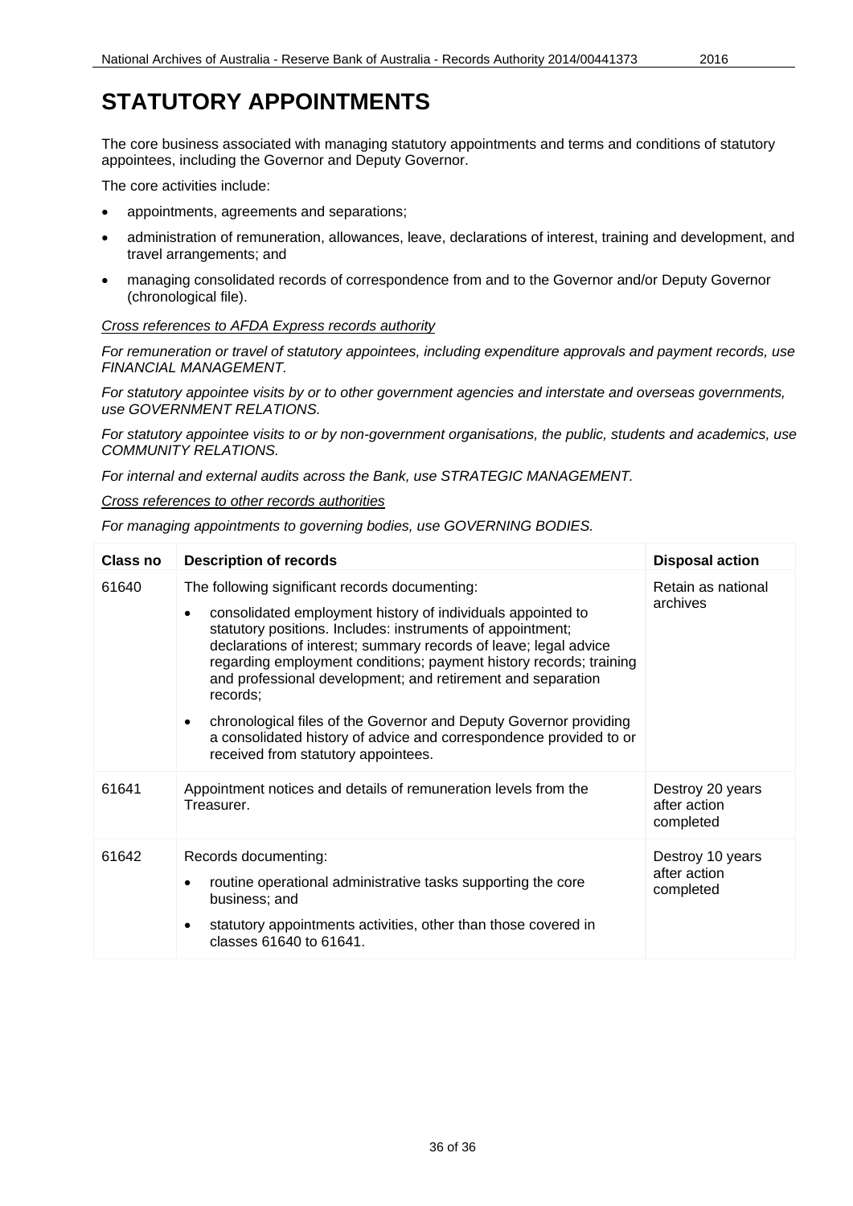# STATUTORY APPOINTMENTS

The core business associated with managing statutory appointments and terms and conditions of statutory appointees, including the Governor and Deputy Governor.

The core activities include:

- appointments, agreements and separations;
- administration of remuneration, allowances, leave, declarations of interest, training and development, and travel arrangements; and
- managing consolidated records of correspondence from and to the Governor and/or Deputy Governor (chronological file).

*Cross references to AFDA Express records authority*

*For remuneration or travel of statutory appointees, including expenditure approvals and payment records, use FINANCIAL MANAGEMENT.*

*For statutory appointee visits by or to other government agencies and interstate and overseas governments, use GOVERNMENT RELATIONS.*

*For statutory appointee visits to or by non-government organisations, the public, students and academics, use COMMUNITY RELATIONS.*

*For internal and external audits across the Bank, use STRATEGIC MANAGEMENT.*

*Cross references to other records authorities*

*For managing appointments to governing bodies, use GOVERNING BODIES.*

| Class no | Description of records | Disposal action |
|---|---|---|
| 61640 | The following significant records documenting:<br>• consolidated employment history of individuals appointed to statutory positions. Includes: instruments of appointment; declarations of interest; summary records of leave; legal advice regarding employment conditions; payment history records; training and professional development; and retirement and separation records;<br>• chronological files of the Governor and Deputy Governor providing a consolidated history of advice and correspondence provided to or received from statutory appointees. | Retain as national archives |
| 61641 | Appointment notices and details of remuneration levels from the Treasurer. | Destroy 20 years after action completed |
| 61642 | Records documenting:<br>• routine operational administrative tasks supporting the core business; and<br>• statutory appointments activities, other than those covered in classes 61640 to 61641. | Destroy 10 years after action completed |